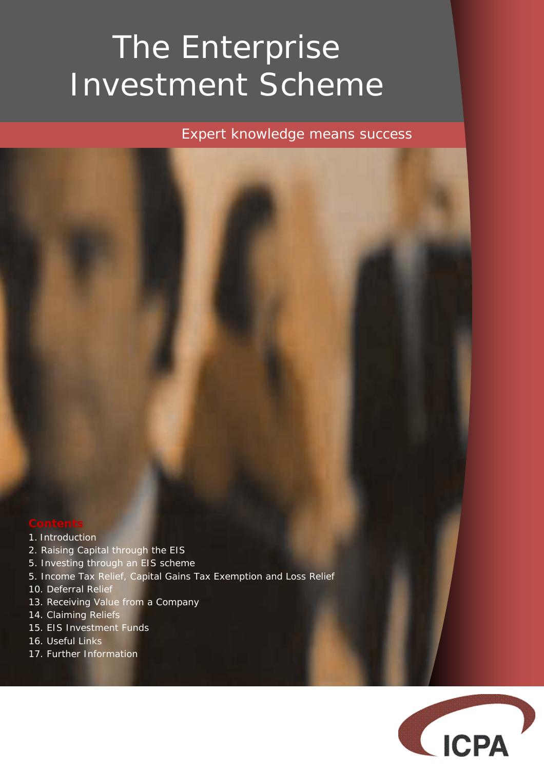# The Enterprise Investment Scheme

Expert knowledge means success

## Contents

1. Introduction
2. Raising Capital through the EIS
5. Investing through an EIS scheme
5. Income Tax Relief, Capital Gains Tax Exemption and Loss Relief
10. Deferral Relief
13. Receiving Value from a Company
14. Claiming Reliefs
15. EIS Investment Funds
16. Useful Links
17. Further Information

ICPA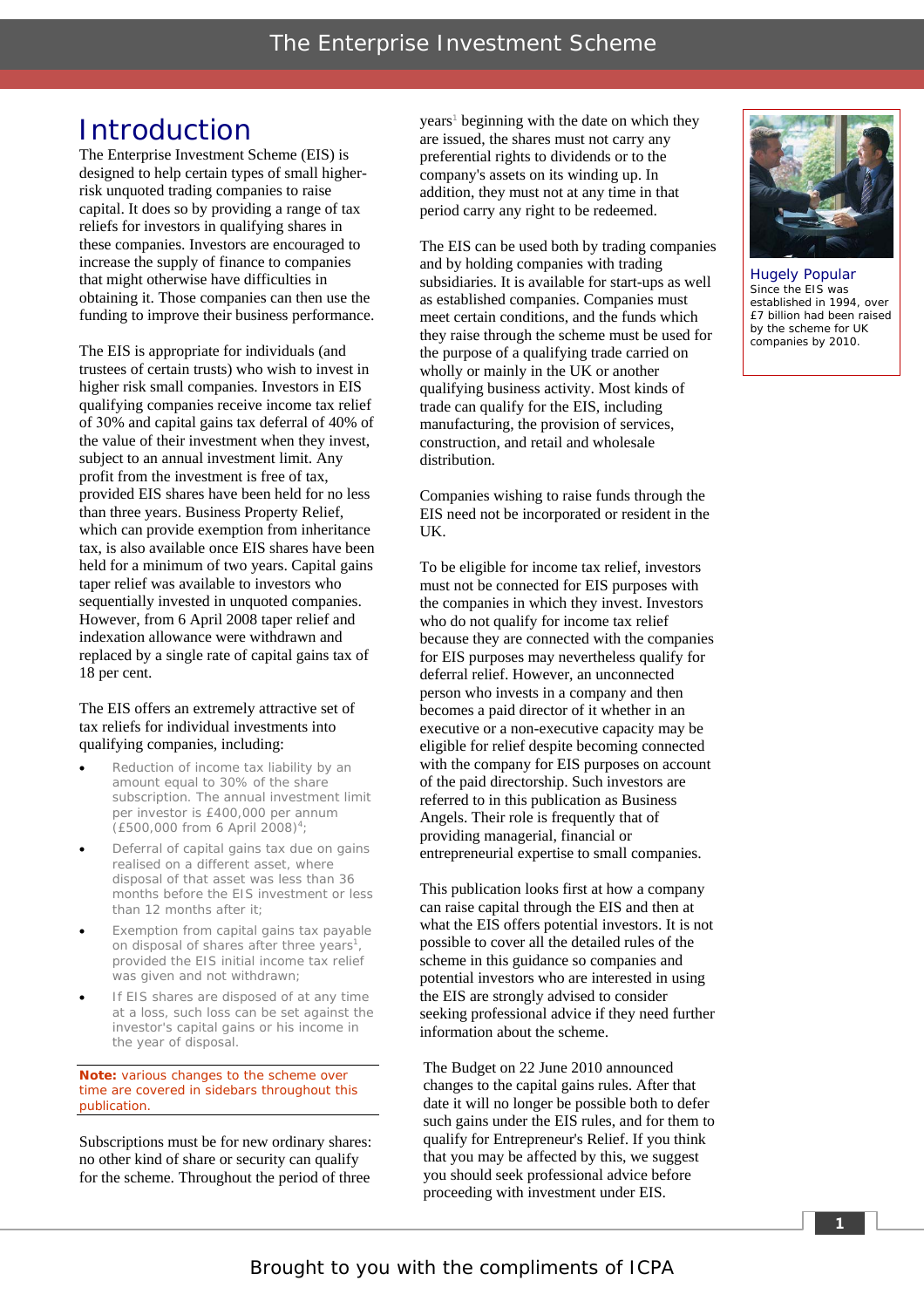# Introduction

The Enterprise Investment Scheme (EIS) is designed to help certain types of small higher-risk unquoted trading companies to raise capital. It does so by providing a range of tax reliefs for investors in qualifying shares in these companies. Investors are encouraged to increase the supply of finance to companies that might otherwise have difficulties in obtaining it. Those companies can then use the funding to improve their business performance.

The EIS is appropriate for individuals (and trustees of certain trusts) who wish to invest in higher risk small companies. Investors in EIS qualifying companies receive income tax relief of 30% and capital gains tax deferral of 40% of the value of their investment when they invest, subject to an annual investment limit. Any profit from the investment is free of tax, provided EIS shares have been held for no less than three years. Business Property Relief, which can provide exemption from inheritance tax, is also available once EIS shares have been held for a minimum of two years. Capital gains taper relief was available to investors who sequentially invested in unquoted companies. However, from 6 April 2008 taper relief and indexation allowance were withdrawn and replaced by a single rate of capital gains tax of 18 per cent.

The EIS offers an extremely attractive set of tax reliefs for individual investments into qualifying companies, including:

- Reduction of income tax liability by an amount equal to 30% of the share subscription. The annual investment limit per investor is £400,000 per annum (£500,000 from 6 April 2008)[4];
- Deferral of capital gains tax due on gains realised on a different asset, where disposal of that asset was less than 36 months before the EIS investment or less than 12 months after it;
- Exemption from capital gains tax payable on disposal of shares after three years[1], provided the EIS initial income tax relief was given and not withdrawn;
- If EIS shares are disposed of at any time at a loss, such loss can be set against the investor's capital gains or his income in the year of disposal.

**Note:** various changes to the scheme over time are covered in sidebars throughout this publication.

Subscriptions must be for new ordinary shares: no other kind of share or security can qualify for the scheme. Throughout the period of three years[1] beginning with the date on which they are issued, the shares must not carry any preferential rights to dividends or to the company's assets on its winding up. In addition, they must not at any time in that period carry any right to be redeemed.

The EIS can be used both by trading companies and by holding companies with trading subsidiaries. It is available for start-ups as well as established companies. Companies must meet certain conditions, and the funds which they raise through the scheme must be used for the purpose of a qualifying trade carried on wholly or mainly in the UK or another qualifying business activity. Most kinds of trade can qualify for the EIS, including manufacturing, the provision of services, construction, and retail and wholesale distribution.

Companies wishing to raise funds through the EIS need not be incorporated or resident in the UK.

To be eligible for income tax relief, investors must not be connected for EIS purposes with the companies in which they invest. Investors who do not qualify for income tax relief because they are connected with the companies for EIS purposes may nevertheless qualify for deferral relief. However, an unconnected person who invests in a company and then becomes a paid director of it whether in an executive or a non-executive capacity may be eligible for relief despite becoming connected with the company for EIS purposes on account of the paid directorship. Such investors are referred to in this publication as Business Angels. Their role is frequently that of providing managerial, financial or entrepreneurial expertise to small companies.

This publication looks first at how a company can raise capital through the EIS and then at what the EIS offers potential investors. It is not possible to cover all the detailed rules of the scheme in this guidance so companies and potential investors who are interested in using the EIS are strongly advised to consider seeking professional advice if they need further information about the scheme.

The Budget on 22 June 2010 announced changes to the capital gains rules. After that date it will no longer be possible both to defer such gains under the EIS rules, and for them to qualify for Entrepreneur's Relief. If you think that you may be affected by this, we suggest you should seek professional advice before proceeding with investment under EIS.

**Hugely Popular**

Since the EIS was established in 1994, over £7 billion had been raised by the scheme for UK companies by 2010.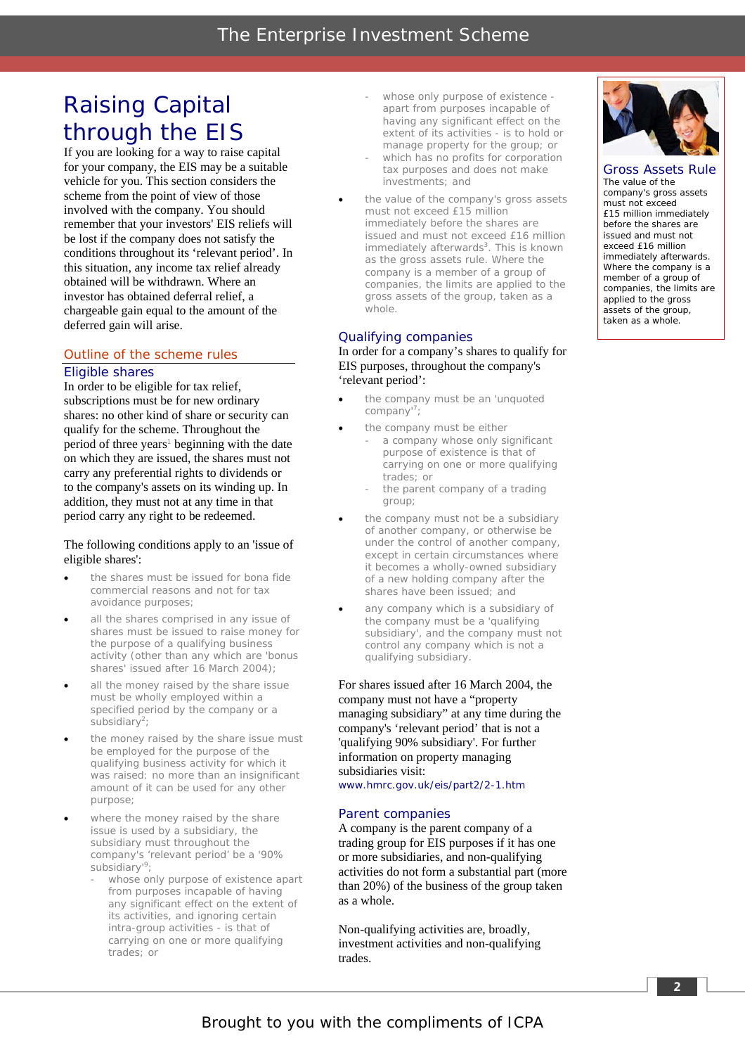# Raising Capital through the EIS

If you are looking for a way to raise capital for your company, the EIS may be a suitable vehicle for you. This section considers the scheme from the point of view of those involved with the company. You should remember that your investors' EIS reliefs will be lost if the company does not satisfy the conditions throughout its 'relevant period'. In this situation, any income tax relief already obtained will be withdrawn. Where an investor has obtained deferral relief, a chargeable gain equal to the amount of the deferred gain will arise.

## Outline of the scheme rules

### Eligible shares

In order to be eligible for tax relief, subscriptions must be for new ordinary shares: no other kind of share or security can qualify for the scheme. Throughout the period of three years[1] beginning with the date on which they are issued, the shares must not carry any preferential rights to dividends or to the company's assets on its winding up. In addition, they must not at any time in that period carry any right to be redeemed.

The following conditions apply to an 'issue of eligible shares':

- the shares must be issued for bona fide commercial reasons and not for tax avoidance purposes;
- all the shares comprised in any issue of shares must be issued to raise money for the purpose of a qualifying business activity (other than any which are 'bonus shares' issued after 16 March 2004);
- all the money raised by the share issue must be wholly employed within a specified period by the company or a subsidiary[2];
- the money raised by the share issue must be employed for the purpose of the qualifying business activity for which it was raised: no more than an insignificant amount of it can be used for any other purpose;
- where the money raised by the share issue is used by a subsidiary, the subsidiary must throughout the company's 'relevant period' be a '90% subsidiary'[9];
  - whose only purpose of existence apart from purposes incapable of having any significant effect on the extent of its activities, and ignoring certain intra-group activities - is that of carrying on one or more qualifying trades; or
  - whose only purpose of existence - apart from purposes incapable of having any significant effect on the extent of its activities - is to hold or manage property for the group; or
  - which has no profits for corporation tax purposes and does not make investments; and
- the value of the company's gross assets must not exceed £15 million immediately before the shares are issued and must not exceed £16 million immediately afterwards[3]. This is known as the gross assets rule. Where the company is a member of a group of companies, the limits are applied to the gross assets of the group, taken as a whole.

### Qualifying companies

In order for a company's shares to qualify for EIS purposes, throughout the company's 'relevant period':

- the company must be an 'unquoted company'[7];
- the company must be either
  - a company whose only significant purpose of existence is that of carrying on one or more qualifying trades; or
  - the parent company of a trading group;
- the company must not be a subsidiary of another company, or otherwise be under the control of another company, except in certain circumstances where it becomes a wholly-owned subsidiary of a new holding company after the shares have been issued; and
- any company which is a subsidiary of the company must be a 'qualifying subsidiary', and the company must not control any company which is not a qualifying subsidiary.

For shares issued after 16 March 2004, the company must not have a "property managing subsidiary" at any time during the company's 'relevant period' that is not a 'qualifying 90% subsidiary'. For further information on property managing subsidiaries visit:
www.hmrc.gov.uk/eis/part2/2-1.htm

### Parent companies

A company is the parent company of a trading group for EIS purposes if it has one or more subsidiaries, and non-qualifying activities do not form a substantial part (more than 20%) of the business of the group taken as a whole.

Non-qualifying activities are, broadly, investment activities and non-qualifying trades.

### Gross Assets Rule

The value of the company's gross assets must not exceed £15 million immediately before the shares are issued and must not exceed £16 million immediately afterwards. Where the company is a member of a group of companies, the limits are applied to the gross assets of the group, taken as a whole.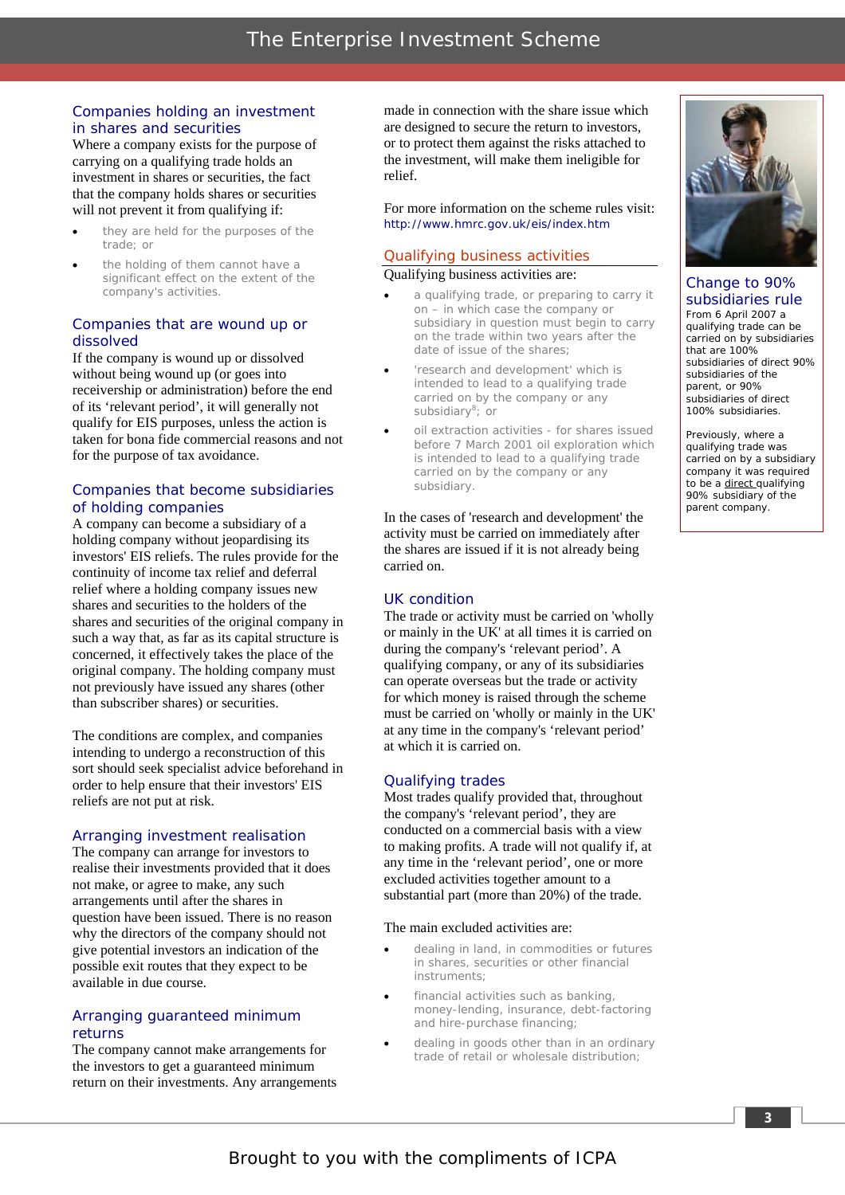## Companies holding an investment in shares and securities

Where a company exists for the purpose of carrying on a qualifying trade holds an investment in shares or securities, the fact that the company holds shares or securities will not prevent it from qualifying if:

- they are held for the purposes of the trade; or
- the holding of them cannot have a significant effect on the extent of the company's activities.

## Companies that are wound up or dissolved

If the company is wound up or dissolved without being wound up (or goes into receivership or administration) before the end of its 'relevant period', it will generally not qualify for EIS purposes, unless the action is taken for bona fide commercial reasons and not for the purpose of tax avoidance.

## Companies that become subsidiaries of holding companies

A company can become a subsidiary of a holding company without jeopardising its investors' EIS reliefs. The rules provide for the continuity of income tax relief and deferral relief where a holding company issues new shares and securities to the holders of the shares and securities of the original company in such a way that, as far as its capital structure is concerned, it effectively takes the place of the original company. The holding company must not previously have issued any shares (other than subscriber shares) or securities.

The conditions are complex, and companies intending to undergo a reconstruction of this sort should seek specialist advice beforehand in order to help ensure that their investors' EIS reliefs are not put at risk.

## Arranging investment realisation

The company can arrange for investors to realise their investments provided that it does not make, or agree to make, any such arrangements until after the shares in question have been issued. There is no reason why the directors of the company should not give potential investors an indication of the possible exit routes that they expect to be available in due course.

## Arranging guaranteed minimum returns

The company cannot make arrangements for the investors to get a guaranteed minimum return on their investments. Any arrangements made in connection with the share issue which are designed to secure the return to investors, or to protect them against the risks attached to the investment, will make them ineligible for relief.

For more information on the scheme rules visit: http://www.hmrc.gov.uk/eis/index.htm

## Qualifying business activities

Qualifying business activities are:

- a qualifying trade, or preparing to carry it on – in which case the company or subsidiary in question must begin to carry on the trade within two years after the date of issue of the shares;
- 'research and development' which is intended to lead to a qualifying trade carried on by the company or any subsidiary[8]; or
- oil extraction activities - for shares issued before 7 March 2001 oil exploration which is intended to lead to a qualifying trade carried on by the company or any subsidiary.

In the cases of 'research and development' the activity must be carried on immediately after the shares are issued if it is not already being carried on.

## UK condition

The trade or activity must be carried on 'wholly or mainly in the UK' at all times it is carried on during the company's 'relevant period'. A qualifying company, or any of its subsidiaries can operate overseas but the trade or activity for which money is raised through the scheme must be carried on 'wholly or mainly in the UK' at any time in the company's 'relevant period' at which it is carried on.

## Qualifying trades

Most trades qualify provided that, throughout the company's 'relevant period', they are conducted on a commercial basis with a view to making profits. A trade will not qualify if, at any time in the 'relevant period', one or more excluded activities together amount to a substantial part (more than 20%) of the trade.

The main excluded activities are:

- dealing in land, in commodities or futures in shares, securities or other financial instruments;
- financial activities such as banking, money-lending, insurance, debt-factoring and hire-purchase financing;
- dealing in goods other than in an ordinary trade of retail or wholesale distribution;

## Change to 90% subsidiaries rule

From 6 April 2007 a qualifying trade can be carried on by subsidiaries that are 100% subsidiaries of direct 90% subsidiaries of the parent, or 90% subsidiaries of direct 100% subsidiaries.

Previously, where a qualifying trade was carried on by a subsidiary company it was required to be a direct qualifying 90% subsidiary of the parent company.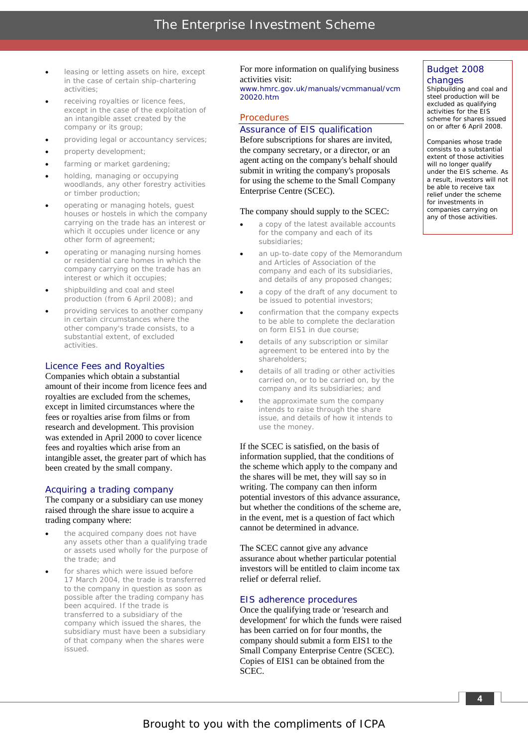- leasing or letting assets on hire, except in the case of certain ship-chartering activities;
- receiving royalties or licence fees, except in the case of the exploitation of an intangible asset created by the company or its group;
- providing legal or accountancy services;
- property development;
- farming or market gardening;
- holding, managing or occupying woodlands, any other forestry activities or timber production;
- operating or managing hotels, guest houses or hostels in which the company carrying on the trade has an interest or which it occupies under licence or any other form of agreement;
- operating or managing nursing homes or residential care homes in which the company carrying on the trade has an interest or which it occupies;
- shipbuilding and coal and steel production (from 6 April 2008); and
- providing services to another company in certain circumstances where the other company's trade consists, to a substantial extent, of excluded activities.

### Licence Fees and Royalties

Companies which obtain a substantial amount of their income from licence fees and royalties are excluded from the schemes, except in limited circumstances where the fees or royalties arise from films or from research and development. This provision was extended in April 2000 to cover licence fees and royalties which arise from an intangible asset, the greater part of which has been created by the small company.

### Acquiring a trading company

The company or a subsidiary can use money raised through the share issue to acquire a trading company where:

- the acquired company does not have any assets other than a qualifying trade or assets used wholly for the purpose of the trade; and
- for shares which were issued before 17 March 2004, the trade is transferred to the company in question as soon as possible after the trading company has been acquired. If the trade is transferred to a subsidiary of the company which issued the shares, the subsidiary must have been a subsidiary of that company when the shares were issued.

For more information on qualifying business activities visit:
www.hmrc.gov.uk/manuals/vcmmanual/vcm20020.htm

## Procedures

### Assurance of EIS qualification

Before subscriptions for shares are invited, the company secretary, or a director, or an agent acting on the company's behalf should submit in writing the company's proposals for using the scheme to the Small Company Enterprise Centre (SCEC).

The company should supply to the SCEC:

- a copy of the latest available accounts for the company and each of its subsidiaries;
- an up-to-date copy of the Memorandum and Articles of Association of the company and each of its subsidiaries, and details of any proposed changes;
- a copy of the draft of any document to be issued to potential investors;
- confirmation that the company expects to be able to complete the declaration on form EIS1 in due course;
- details of any subscription or similar agreement to be entered into by the shareholders;
- details of all trading or other activities carried on, or to be carried on, by the company and its subsidiaries; and
- the approximate sum the company intends to raise through the share issue, and details of how it intends to use the money.

If the SCEC is satisfied, on the basis of information supplied, that the conditions of the scheme which apply to the company and the shares will be met, they will say so in writing. The company can then inform potential investors of this advance assurance, but whether the conditions of the scheme are, in the event, met is a question of fact which cannot be determined in advance.

The SCEC cannot give any advance assurance about whether particular potential investors will be entitled to claim income tax relief or deferral relief.

### EIS adherence procedures

Once the qualifying trade or 'research and development' for which the funds were raised has been carried on for four months, the company should submit a form EIS1 to the Small Company Enterprise Centre (SCEC). Copies of EIS1 can be obtained from the SCEC.

### Budget 2008 changes

Shipbuilding and coal and steel production will be excluded as qualifying activities for the EIS scheme for shares issued on or after 6 April 2008.

Companies whose trade consists to a substantial extent of those activities will no longer qualify under the EIS scheme. As a result, investors will not be able to receive tax relief under the scheme for investments in companies carrying on any of those activities.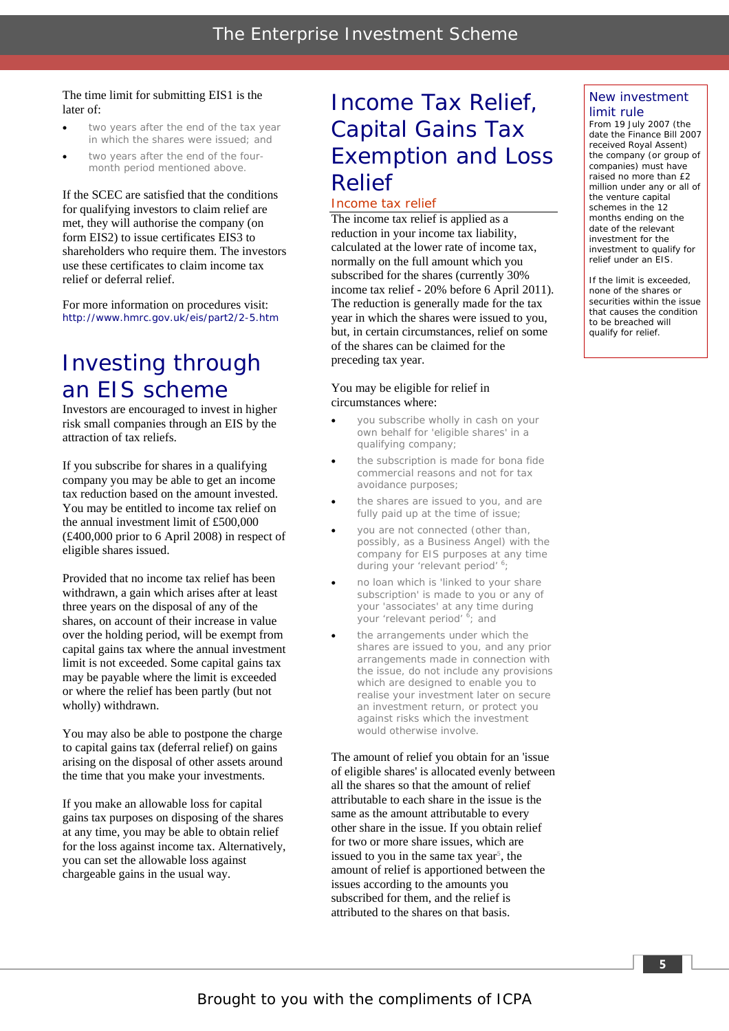The time limit for submitting EIS1 is the later of:

- two years after the end of the tax year in which the shares were issued; and
- two years after the end of the four-month period mentioned above.

If the SCEC are satisfied that the conditions for qualifying investors to claim relief are met, they will authorise the company (on form EIS2) to issue certificates EIS3 to shareholders who require them. The investors use these certificates to claim income tax relief or deferral relief.

For more information on procedures visit: http://www.hmrc.gov.uk/eis/part2/2-5.htm

# Investing through an EIS scheme

Investors are encouraged to invest in higher risk small companies through an EIS by the attraction of tax reliefs.

If you subscribe for shares in a qualifying company you may be able to get an income tax reduction based on the amount invested. You may be entitled to income tax relief on the annual investment limit of £500,000 (£400,000 prior to 6 April 2008) in respect of eligible shares issued.

Provided that no income tax relief has been withdrawn, a gain which arises after at least three years on the disposal of any of the shares, on account of their increase in value over the holding period, will be exempt from capital gains tax where the annual investment limit is not exceeded. Some capital gains tax may be payable where the limit is exceeded or where the relief has been partly (but not wholly) withdrawn.

You may also be able to postpone the charge to capital gains tax (deferral relief) on gains arising on the disposal of other assets around the time that you make your investments.

If you make an allowable loss for capital gains tax purposes on disposing of the shares at any time, you may be able to obtain relief for the loss against income tax. Alternatively, you can set the allowable loss against chargeable gains in the usual way.

# Income Tax Relief, Capital Gains Tax Exemption and Loss Relief

## Income tax relief

The income tax relief is applied as a reduction in your income tax liability, calculated at the lower rate of income tax, normally on the full amount which you subscribed for the shares (currently 30% income tax relief - 20% before 6 April 2011). The reduction is generally made for the tax year in which the shares were issued to you, but, in certain circumstances, relief on some of the shares can be claimed for the preceding tax year.

You may be eligible for relief in circumstances where:

- you subscribe wholly in cash on your own behalf for 'eligible shares' in a qualifying company;
- the subscription is made for bona fide commercial reasons and not for tax avoidance purposes;
- the shares are issued to you, and are fully paid up at the time of issue;
- you are not connected (other than, possibly, as a Business Angel) with the company for EIS purposes at any time during your 'relevant period' [6];
- no loan which is 'linked to your share subscription' is made to you or any of your 'associates' at any time during your 'relevant period' [6]; and
- the arrangements under which the shares are issued to you, and any prior arrangements made in connection with the issue, do not include any provisions which are designed to enable you to realise your investment later on secure an investment return, or protect you against risks which the investment would otherwise involve.

The amount of relief you obtain for an 'issue of eligible shares' is allocated evenly between all the shares so that the amount of relief attributable to each share in the issue is the same as the amount attributable to every other share in the issue. If you obtain relief for two or more share issues, which are issued to you in the same tax year[5], the amount of relief is apportioned between the issues according to the amounts you subscribed for them, and the relief is attributed to the shares on that basis.

## New investment limit rule

From 19 July 2007 (the date the Finance Bill 2007 received Royal Assent) the company (or group of companies) must have raised no more than £2 million under any or all of the venture capital schemes in the 12 months ending on the date of the relevant investment for the investment to qualify for relief under an EIS.

If the limit is exceeded, none of the shares or securities within the issue that causes the condition to be breached will qualify for relief.

Brought to you with the compliments of ICPA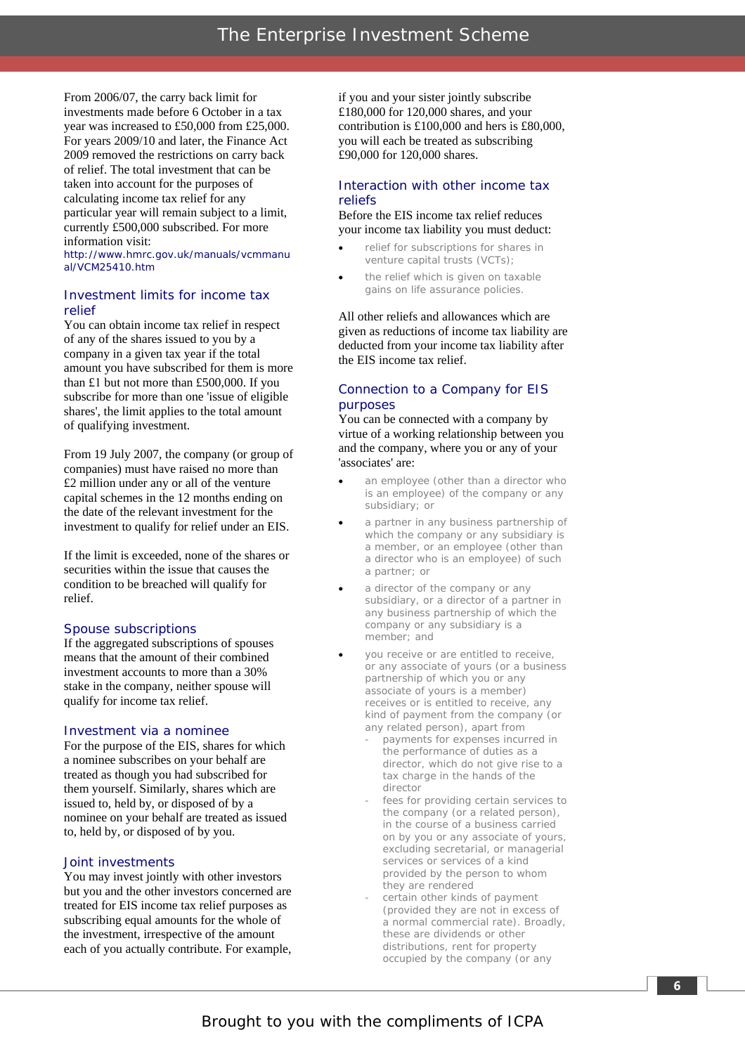From 2006/07, the carry back limit for investments made before 6 October in a tax year was increased to £50,000 from £25,000. For years 2009/10 and later, the Finance Act 2009 removed the restrictions on carry back of relief. The total investment that can be taken into account for the purposes of calculating income tax relief for any particular year will remain subject to a limit, currently £500,000 subscribed. For more information visit:
http://www.hmrc.gov.uk/manuals/vcmmanual/VCM25410.htm

## Investment limits for income tax relief

You can obtain income tax relief in respect of any of the shares issued to you by a company in a given tax year if the total amount you have subscribed for them is more than £1 but not more than £500,000. If you subscribe for more than one 'issue of eligible shares', the limit applies to the total amount of qualifying investment.

From 19 July 2007, the company (or group of companies) must have raised no more than £2 million under any or all of the venture capital schemes in the 12 months ending on the date of the relevant investment for the investment to qualify for relief under an EIS.

If the limit is exceeded, none of the shares or securities within the issue that causes the condition to be breached will qualify for relief.

## Spouse subscriptions

If the aggregated subscriptions of spouses means that the amount of their combined investment accounts to more than a 30% stake in the company, neither spouse will qualify for income tax relief.

## Investment via a nominee

For the purpose of the EIS, shares for which a nominee subscribes on your behalf are treated as though you had subscribed for them yourself. Similarly, shares which are issued to, held by, or disposed of by a nominee on your behalf are treated as issued to, held by, or disposed of by you.

## Joint investments

You may invest jointly with other investors but you and the other investors concerned are treated for EIS income tax relief purposes as subscribing equal amounts for the whole of the investment, irrespective of the amount each of you actually contribute. For example, if you and your sister jointly subscribe £180,000 for 120,000 shares, and your contribution is £100,000 and hers is £80,000, you will each be treated as subscribing £90,000 for 120,000 shares.

## Interaction with other income tax reliefs

Before the EIS income tax relief reduces your income tax liability you must deduct:

- relief for subscriptions for shares in venture capital trusts (VCTs);
- the relief which is given on taxable gains on life assurance policies.

All other reliefs and allowances which are given as reductions of income tax liability are deducted from your income tax liability after the EIS income tax relief.

## Connection to a Company for EIS purposes

You can be connected with a company by virtue of a working relationship between you and the company, where you or any of your 'associates' are:

- an employee (other than a director who is an employee) of the company or any subsidiary; or
- a partner in any business partnership of which the company or any subsidiary is a member, or an employee (other than a director who is an employee) of such a partner; or
- a director of the company or any subsidiary, or a director of a partner in any business partnership of which the company or any subsidiary is a member; and
- you receive or are entitled to receive, or any associate of yours (or a business partnership of which you or any associate of yours is a member) receives or is entitled to receive, any kind of payment from the company (or any related person), apart from
  - payments for expenses incurred in the performance of duties as a director, which do not give rise to a tax charge in the hands of the director
  - fees for providing certain services to the company (or a related person), in the course of a business carried on by you or any associate of yours, excluding secretarial, or managerial services or services of a kind provided by the person to whom they are rendered
  - certain other kinds of payment (provided they are not in excess of a normal commercial rate). Broadly, these are dividends or other distributions, rent for property occupied by the company (or any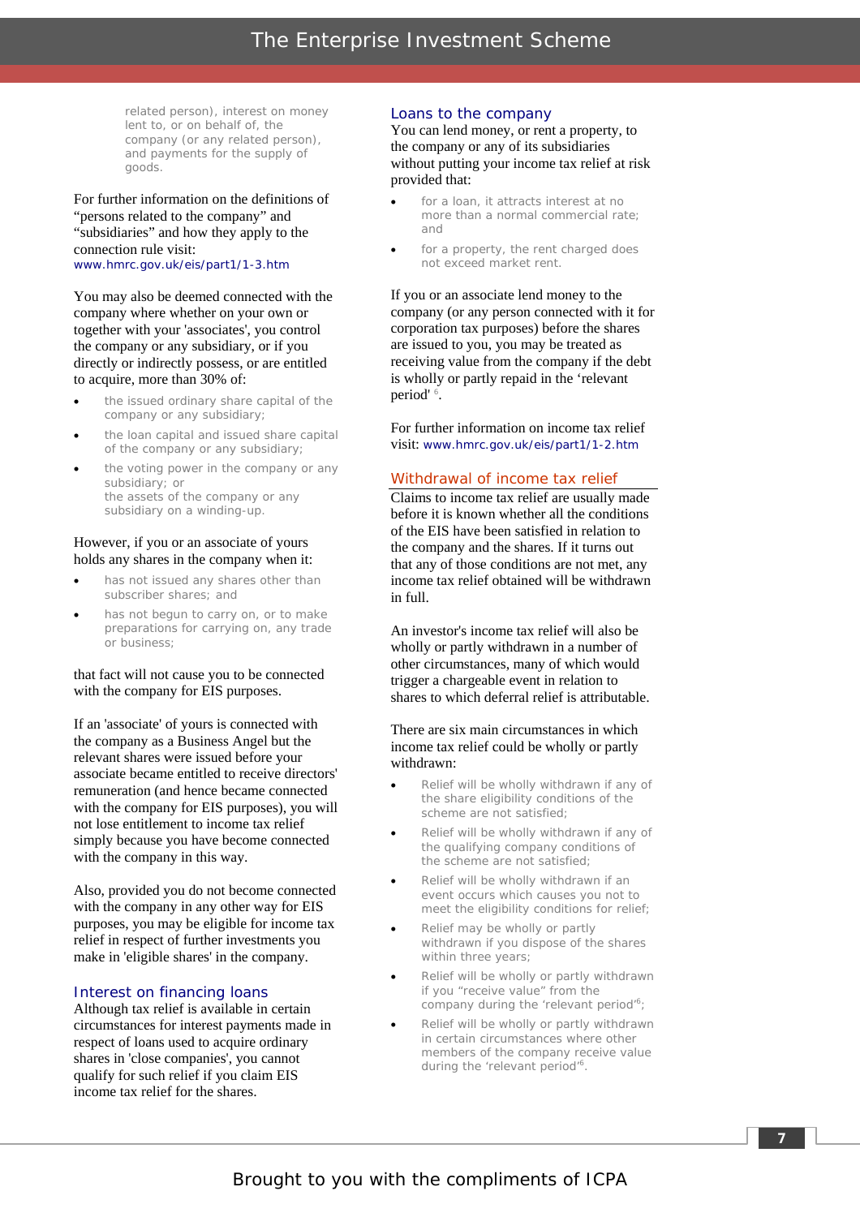related person), interest on money lent to, or on behalf of, the company (or any related person), and payments for the supply of goods.

For further information on the definitions of "persons related to the company" and "subsidiaries" and how they apply to the connection rule visit:
www.hmrc.gov.uk/eis/part1/1-3.htm

You may also be deemed connected with the company where whether on your own or together with your 'associates', you control the company or any subsidiary, or if you directly or indirectly possess, or are entitled to acquire, more than 30% of:

- the issued ordinary share capital of the company or any subsidiary;
- the loan capital and issued share capital of the company or any subsidiary;
- the voting power in the company or any subsidiary; or
  the assets of the company or any subsidiary on a winding-up.

However, if you or an associate of yours holds any shares in the company when it:

- has not issued any shares other than subscriber shares; and
- has not begun to carry on, or to make preparations for carrying on, any trade or business;

that fact will not cause you to be connected with the company for EIS purposes.

If an 'associate' of yours is connected with the company as a Business Angel but the relevant shares were issued before your associate became entitled to receive directors' remuneration (and hence became connected with the company for EIS purposes), you will not lose entitlement to income tax relief simply because you have become connected with the company in this way.

Also, provided you do not become connected with the company in any other way for EIS purposes, you may be eligible for income tax relief in respect of further investments you make in 'eligible shares' in the company.

## Interest on financing loans

Although tax relief is available in certain circumstances for interest payments made in respect of loans used to acquire ordinary shares in 'close companies', you cannot qualify for such relief if you claim EIS income tax relief for the shares.

## Loans to the company

You can lend money, or rent a property, to the company or any of its subsidiaries without putting your income tax relief at risk provided that:

- for a loan, it attracts interest at no more than a normal commercial rate; and
- for a property, the rent charged does not exceed market rent.

If you or an associate lend money to the company (or any person connected with it for corporation tax purposes) before the shares are issued to you, you may be treated as receiving value from the company if the debt is wholly or partly repaid in the 'relevant period' [6].

For further information on income tax relief visit: www.hmrc.gov.uk/eis/part1/1-2.htm

## Withdrawal of income tax relief

Claims to income tax relief are usually made before it is known whether all the conditions of the EIS have been satisfied in relation to the company and the shares. If it turns out that any of those conditions are not met, any income tax relief obtained will be withdrawn in full.

An investor's income tax relief will also be wholly or partly withdrawn in a number of other circumstances, many of which would trigger a chargeable event in relation to shares to which deferral relief is attributable.

There are six main circumstances in which income tax relief could be wholly or partly withdrawn:

- Relief will be wholly withdrawn if any of the share eligibility conditions of the scheme are not satisfied;
- Relief will be wholly withdrawn if any of the qualifying company conditions of the scheme are not satisfied;
- Relief will be wholly withdrawn if an event occurs which causes you not to meet the eligibility conditions for relief;
- Relief may be wholly or partly withdrawn if you dispose of the shares within three years;
- Relief will be wholly or partly withdrawn if you "receive value" from the company during the 'relevant period'[6];
- Relief will be wholly or partly withdrawn in certain circumstances where other members of the company receive value during the 'relevant period'[6].

Brought to you with the compliments of ICPA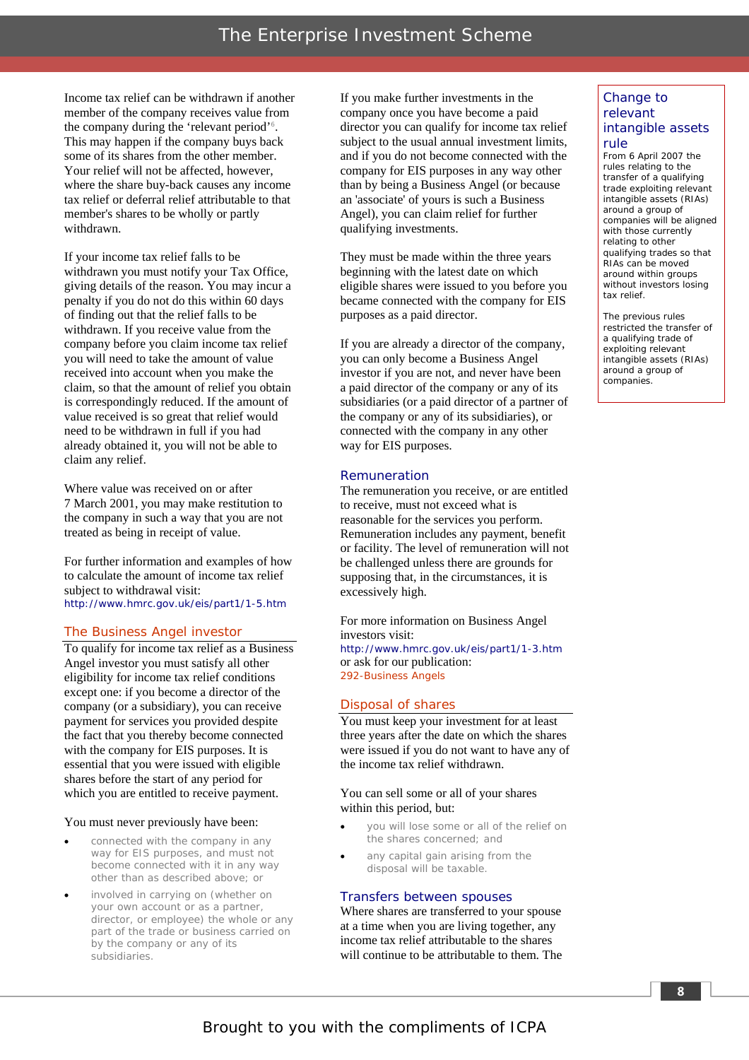Income tax relief can be withdrawn if another member of the company receives value from the company during the 'relevant period'[6]. This may happen if the company buys back some of its shares from the other member. Your relief will not be affected, however, where the share buy-back causes any income tax relief or deferral relief attributable to that member's shares to be wholly or partly withdrawn.

If your income tax relief falls to be withdrawn you must notify your Tax Office, giving details of the reason. You may incur a penalty if you do not do this within 60 days of finding out that the relief falls to be withdrawn. If you receive value from the company before you claim income tax relief you will need to take the amount of value received into account when you make the claim, so that the amount of relief you obtain is correspondingly reduced. If the amount of value received is so great that relief would need to be withdrawn in full if you had already obtained it, you will not be able to claim any relief.

Where value was received on or after 7 March 2001, you may make restitution to the company in such a way that you are not treated as being in receipt of value.

For further information and examples of how to calculate the amount of income tax relief subject to withdrawal visit:
http://www.hmrc.gov.uk/eis/part1/1-5.htm

## The Business Angel investor

To qualify for income tax relief as a Business Angel investor you must satisfy all other eligibility for income tax relief conditions except one: if you become a director of the company (or a subsidiary), you can receive payment for services you provided despite the fact that you thereby become connected with the company for EIS purposes. It is essential that you were issued with eligible shares before the start of any period for which you are entitled to receive payment.

You must never previously have been:

- connected with the company in any way for EIS purposes, and must not become connected with it in any way other than as described above; or
- involved in carrying on (whether on your own account or as a partner, director, or employee) the whole or any part of the trade or business carried on by the company or any of its subsidiaries.

If you make further investments in the company once you have become a paid director you can qualify for income tax relief subject to the usual annual investment limits, and if you do not become connected with the company for EIS purposes in any way other than by being a Business Angel (or because an 'associate' of yours is such a Business Angel), you can claim relief for further qualifying investments.

They must be made within the three years beginning with the latest date on which eligible shares were issued to you before you became connected with the company for EIS purposes as a paid director.

If you are already a director of the company, you can only become a Business Angel investor if you are not, and never have been a paid director of the company or any of its subsidiaries (or a paid director of a partner of the company or any of its subsidiaries), or connected with the company in any other way for EIS purposes.

## Remuneration

The remuneration you receive, or are entitled to receive, must not exceed what is reasonable for the services you perform. Remuneration includes any payment, benefit or facility. The level of remuneration will not be challenged unless there are grounds for supposing that, in the circumstances, it is excessively high.

For more information on Business Angel investors visit:
http://www.hmrc.gov.uk/eis/part1/1-3.htm
or ask for our publication:
292-Business Angels

## Disposal of shares

You must keep your investment for at least three years after the date on which the shares were issued if you do not want to have any of the income tax relief withdrawn.

You can sell some or all of your shares within this period, but:

- you will lose some or all of the relief on the shares concerned; and
- any capital gain arising from the disposal will be taxable.

## Transfers between spouses

Where shares are transferred to your spouse at a time when you are living together, any income tax relief attributable to the shares will continue to be attributable to them. The

## Change to relevant intangible assets rule

From 6 April 2007 the rules relating to the transfer of a qualifying trade exploiting relevant intangible assets (RIAs) around a group of companies will be aligned with those currently relating to other qualifying trades so that RIAs can be moved around within groups without investors losing tax relief.

The previous rules restricted the transfer of a qualifying trade of exploiting relevant intangible assets (RIAs) around a group of companies.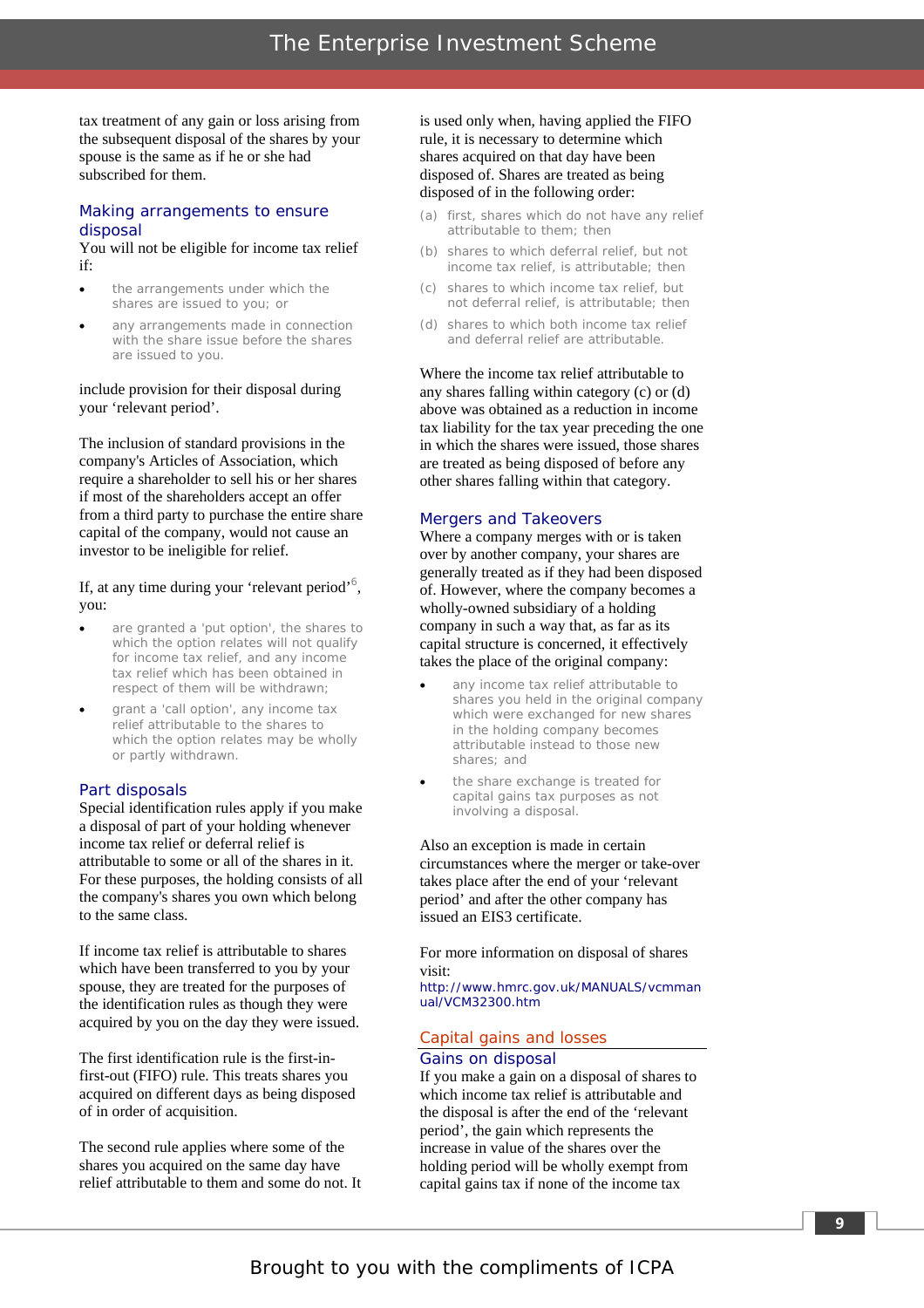tax treatment of any gain or loss arising from the subsequent disposal of the shares by your spouse is the same as if he or she had subscribed for them.

### Making arrangements to ensure disposal

You will not be eligible for income tax relief if:

- the arrangements under which the shares are issued to you; or
- any arrangements made in connection with the share issue before the shares are issued to you.

include provision for their disposal during your 'relevant period'.

The inclusion of standard provisions in the company's Articles of Association, which require a shareholder to sell his or her shares if most of the shareholders accept an offer from a third party to purchase the entire share capital of the company, would not cause an investor to be ineligible for relief.

If, at any time during your 'relevant period'[6], you:

- are granted a 'put option', the shares to which the option relates will not qualify for income tax relief, and any income tax relief which has been obtained in respect of them will be withdrawn;
- grant a 'call option', any income tax relief attributable to the shares to which the option relates may be wholly or partly withdrawn.

### Part disposals

Special identification rules apply if you make a disposal of part of your holding whenever income tax relief or deferral relief is attributable to some or all of the shares in it. For these purposes, the holding consists of all the company's shares you own which belong to the same class.

If income tax relief is attributable to shares which have been transferred to you by your spouse, they are treated for the purposes of the identification rules as though they were acquired by you on the day they were issued.

The first identification rule is the first-in-first-out (FIFO) rule. This treats shares you acquired on different days as being disposed of in order of acquisition.

The second rule applies where some of the shares you acquired on the same day have relief attributable to them and some do not. It is used only when, having applied the FIFO rule, it is necessary to determine which shares acquired on that day have been disposed of. Shares are treated as being disposed of in the following order:

(a) first, shares which do not have any relief attributable to them; then
(b) shares to which deferral relief, but not income tax relief, is attributable; then
(c) shares to which income tax relief, but not deferral relief, is attributable; then
(d) shares to which both income tax relief and deferral relief are attributable.

Where the income tax relief attributable to any shares falling within category (c) or (d) above was obtained as a reduction in income tax liability for the tax year preceding the one in which the shares were issued, those shares are treated as being disposed of before any other shares falling within that category.

### Mergers and Takeovers

Where a company merges with or is taken over by another company, your shares are generally treated as if they had been disposed of. However, where the company becomes a wholly-owned subsidiary of a holding company in such a way that, as far as its capital structure is concerned, it effectively takes the place of the original company:

- any income tax relief attributable to shares you held in the original company which were exchanged for new shares in the holding company becomes attributable instead to those new shares; and
- the share exchange is treated for capital gains tax purposes as not involving a disposal.

Also an exception is made in certain circumstances where the merger or take-over takes place after the end of your 'relevant period' and after the other company has issued an EIS3 certificate.

For more information on disposal of shares visit:
http://www.hmrc.gov.uk/MANUALS/vcmmanual/VCM32300.htm

## Capital gains and losses

### Gains on disposal

If you make a gain on a disposal of shares to which income tax relief is attributable and the disposal is after the end of the 'relevant period', the gain which represents the increase in value of the shares over the holding period will be wholly exempt from capital gains tax if none of the income tax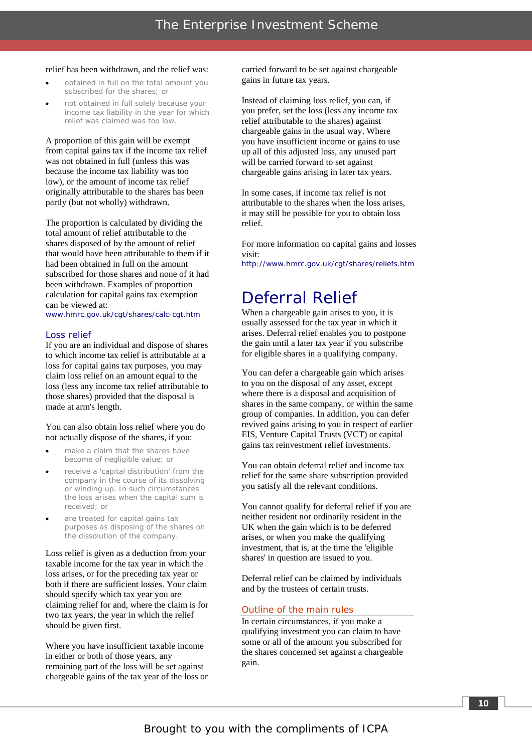relief has been withdrawn, and the relief was:

- obtained in full on the total amount you subscribed for the shares; or
- not obtained in full solely because your income tax liability in the year for which relief was claimed was too low.

A proportion of this gain will be exempt from capital gains tax if the income tax relief was not obtained in full (unless this was because the income tax liability was too low), or the amount of income tax relief originally attributable to the shares has been partly (but not wholly) withdrawn.

The proportion is calculated by dividing the total amount of relief attributable to the shares disposed of by the amount of relief that would have been attributable to them if it had been obtained in full on the amount subscribed for those shares and none of it had been withdrawn. Examples of proportion calculation for capital gains tax exemption can be viewed at:
www.hmrc.gov.uk/cgt/shares/calc-cgt.htm

### Loss relief

If you are an individual and dispose of shares to which income tax relief is attributable at a loss for capital gains tax purposes, you may claim loss relief on an amount equal to the loss (less any income tax relief attributable to those shares) provided that the disposal is made at arm's length.

You can also obtain loss relief where you do not actually dispose of the shares, if you:

- make a claim that the shares have become of negligible value; or
- receive a 'capital distribution' from the company in the course of its dissolving or winding up. In such circumstances the loss arises when the capital sum is received; or
- are treated for capital gains tax purposes as disposing of the shares on the dissolution of the company.

Loss relief is given as a deduction from your taxable income for the tax year in which the loss arises, or for the preceding tax year or both if there are sufficient losses. Your claim should specify which tax year you are claiming relief for and, where the claim is for two tax years, the year in which the relief should be given first.

Where you have insufficient taxable income in either or both of those years, any remaining part of the loss will be set against chargeable gains of the tax year of the loss or carried forward to be set against chargeable gains in future tax years.

Instead of claiming loss relief, you can, if you prefer, set the loss (less any income tax relief attributable to the shares) against chargeable gains in the usual way. Where you have insufficient income or gains to use up all of this adjusted loss, any unused part will be carried forward to set against chargeable gains arising in later tax years.

In some cases, if income tax relief is not attributable to the shares when the loss arises, it may still be possible for you to obtain loss relief.

For more information on capital gains and losses visit:
http://www.hmrc.gov.uk/cgt/shares/reliefs.htm

## Deferral Relief

When a chargeable gain arises to you, it is usually assessed for the tax year in which it arises. Deferral relief enables you to postpone the gain until a later tax year if you subscribe for eligible shares in a qualifying company.

You can defer a chargeable gain which arises to you on the disposal of any asset, except where there is a disposal and acquisition of shares in the same company, or within the same group of companies. In addition, you can defer revived gains arising to you in respect of earlier EIS, Venture Capital Trusts (VCT) or capital gains tax reinvestment relief investments.

You can obtain deferral relief and income tax relief for the same share subscription provided you satisfy all the relevant conditions.

You cannot qualify for deferral relief if you are neither resident nor ordinarily resident in the UK when the gain which is to be deferred arises, or when you make the qualifying investment, that is, at the time the 'eligible shares' in question are issued to you.

Deferral relief can be claimed by individuals and by the trustees of certain trusts.

### Outline of the main rules

In certain circumstances, if you make a qualifying investment you can claim to have some or all of the amount you subscribed for the shares concerned set against a chargeable gain.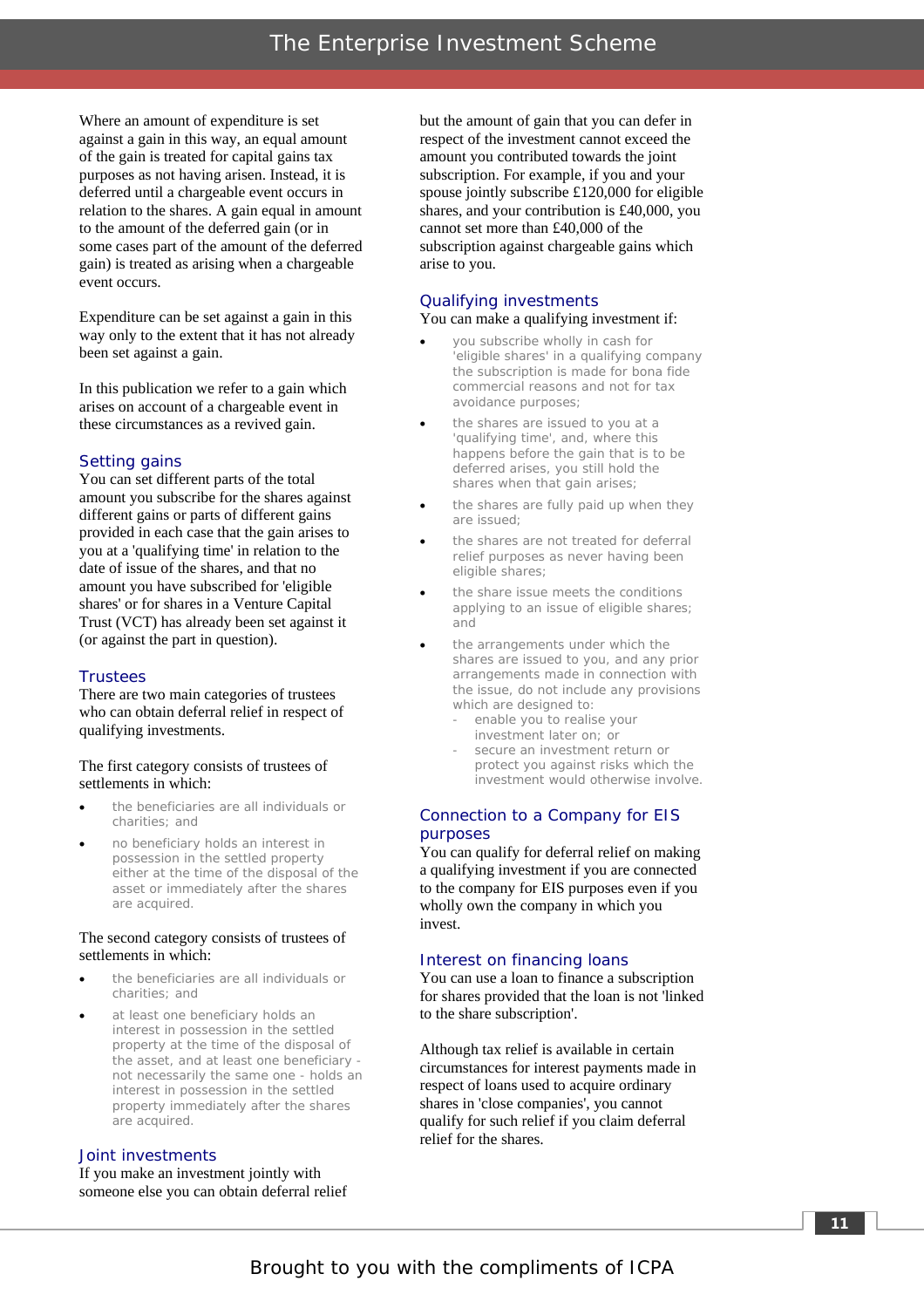Where an amount of expenditure is set against a gain in this way, an equal amount of the gain is treated for capital gains tax purposes as not having arisen. Instead, it is deferred until a chargeable event occurs in relation to the shares. A gain equal in amount to the amount of the deferred gain (or in some cases part of the amount of the deferred gain) is treated as arising when a chargeable event occurs.

Expenditure can be set against a gain in this way only to the extent that it has not already been set against a gain.

In this publication we refer to a gain which arises on account of a chargeable event in these circumstances as a revived gain.

## Setting gains

You can set different parts of the total amount you subscribe for the shares against different gains or parts of different gains provided in each case that the gain arises to you at a 'qualifying time' in relation to the date of issue of the shares, and that no amount you have subscribed for 'eligible shares' or for shares in a Venture Capital Trust (VCT) has already been set against it (or against the part in question).

## Trustees

There are two main categories of trustees who can obtain deferral relief in respect of qualifying investments.

The first category consists of trustees of settlements in which:

- the beneficiaries are all individuals or charities; and
- no beneficiary holds an interest in possession in the settled property either at the time of the disposal of the asset or immediately after the shares are acquired.

The second category consists of trustees of settlements in which:

- the beneficiaries are all individuals or charities; and
- at least one beneficiary holds an interest in possession in the settled property at the time of the disposal of the asset, and at least one beneficiary - not necessarily the same one - holds an interest in possession in the settled property immediately after the shares are acquired.

## Joint investments

If you make an investment jointly with someone else you can obtain deferral relief but the amount of gain that you can defer in respect of the investment cannot exceed the amount you contributed towards the joint subscription. For example, if you and your spouse jointly subscribe £120,000 for eligible shares, and your contribution is £40,000, you cannot set more than £40,000 of the subscription against chargeable gains which arise to you.

## Qualifying investments

You can make a qualifying investment if:

- you subscribe wholly in cash for 'eligible shares' in a qualifying company the subscription is made for bona fide commercial reasons and not for tax avoidance purposes;
- the shares are issued to you at a 'qualifying time', and, where this happens before the gain that is to be deferred arises, you still hold the shares when that gain arises;
- the shares are fully paid up when they are issued;
- the shares are not treated for deferral relief purposes as never having been eligible shares;
- the share issue meets the conditions applying to an issue of eligible shares; and
- the arrangements under which the shares are issued to you, and any prior arrangements made in connection with the issue, do not include any provisions which are designed to:
  - enable you to realise your investment later on; or
  - secure an investment return or protect you against risks which the investment would otherwise involve.

## Connection to a Company for EIS purposes

You can qualify for deferral relief on making a qualifying investment if you are connected to the company for EIS purposes even if you wholly own the company in which you invest.

## Interest on financing loans

You can use a loan to finance a subscription for shares provided that the loan is not 'linked to the share subscription'.

Although tax relief is available in certain circumstances for interest payments made in respect of loans used to acquire ordinary shares in 'close companies', you cannot qualify for such relief if you claim deferral relief for the shares.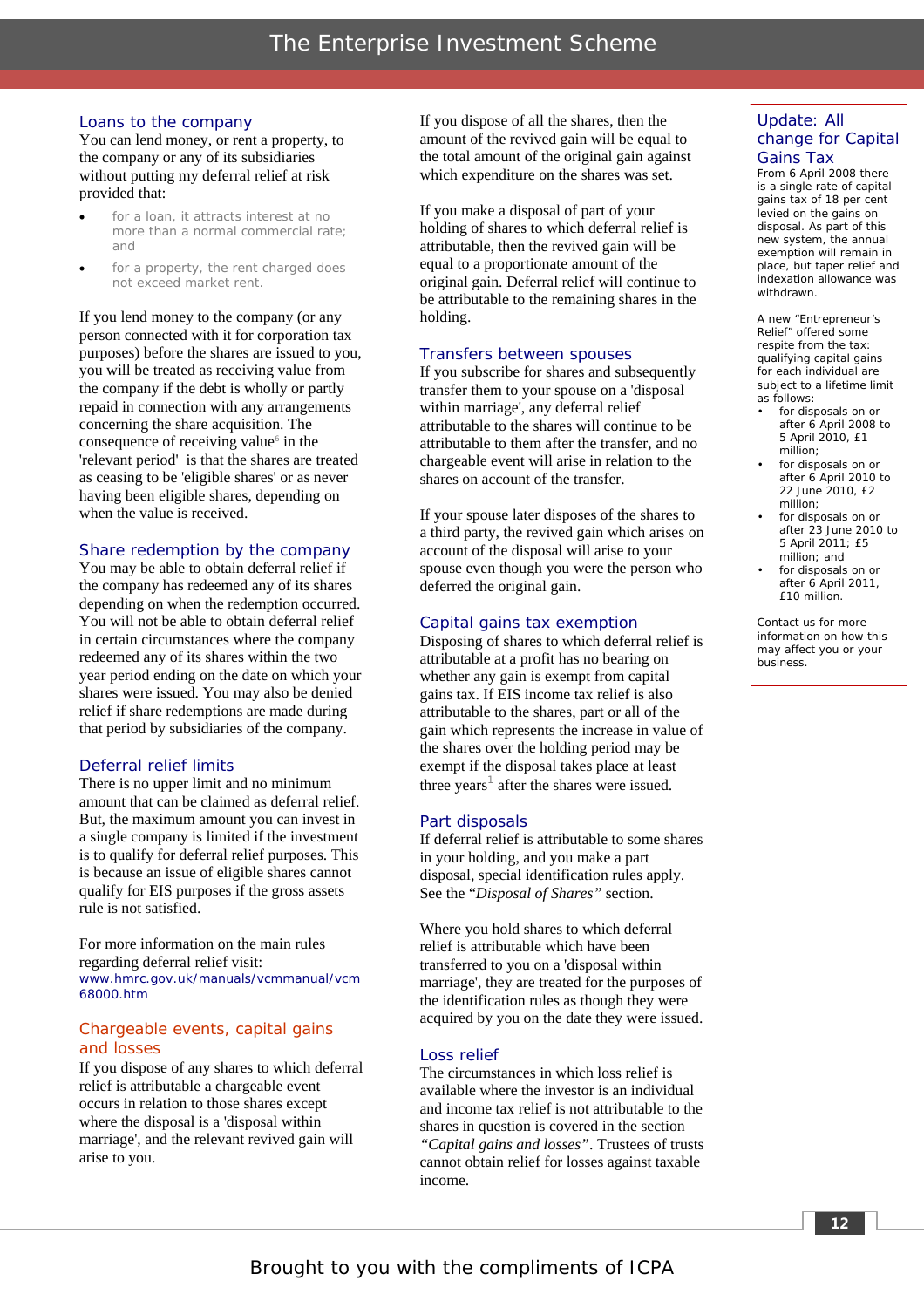## Loans to the company

You can lend money, or rent a property, to the company or any of its subsidiaries without putting my deferral relief at risk provided that:

- for a loan, it attracts interest at no more than a normal commercial rate; and
- for a property, the rent charged does not exceed market rent.

If you lend money to the company (or any person connected with it for corporation tax purposes) before the shares are issued to you, you will be treated as receiving value from the company if the debt is wholly or partly repaid in connection with any arrangements concerning the share acquisition. The consequence of receiving value[6] in the 'relevant period' is that the shares are treated as ceasing to be 'eligible shares' or as never having been eligible shares, depending on when the value is received.

## Share redemption by the company

You may be able to obtain deferral relief if the company has redeemed any of its shares depending on when the redemption occurred. You will not be able to obtain deferral relief in certain circumstances where the company redeemed any of its shares within the two year period ending on the date on which your shares were issued. You may also be denied relief if share redemptions are made during that period by subsidiaries of the company.

## Deferral relief limits

There is no upper limit and no minimum amount that can be claimed as deferral relief. But, the maximum amount you can invest in a single company is limited if the investment is to qualify for deferral relief purposes. This is because an issue of eligible shares cannot qualify for EIS purposes if the gross assets rule is not satisfied.

For more information on the main rules regarding deferral relief visit: www.hmrc.gov.uk/manuals/vcmmanual/vcm68000.htm

## Chargeable events, capital gains and losses

If you dispose of any shares to which deferral relief is attributable a chargeable event occurs in relation to those shares except where the disposal is a 'disposal within marriage', and the relevant revived gain will arise to you.

If you dispose of all the shares, then the amount of the revived gain will be equal to the total amount of the original gain against which expenditure on the shares was set.

If you make a disposal of part of your holding of shares to which deferral relief is attributable, then the revived gain will be equal to a proportionate amount of the original gain. Deferral relief will continue to be attributable to the remaining shares in the holding.

## Transfers between spouses

If you subscribe for shares and subsequently transfer them to your spouse on a 'disposal within marriage', any deferral relief attributable to the shares will continue to be attributable to them after the transfer, and no chargeable event will arise in relation to the shares on account of the transfer.

If your spouse later disposes of the shares to a third party, the revived gain which arises on account of the disposal will arise to your spouse even though you were the person who deferred the original gain.

## Capital gains tax exemption

Disposing of shares to which deferral relief is attributable at a profit has no bearing on whether any gain is exempt from capital gains tax. If EIS income tax relief is also attributable to the shares, part or all of the gain which represents the increase in value of the shares over the holding period may be exempt if the disposal takes place at least three years[1] after the shares were issued.

## Part disposals

If deferral relief is attributable to some shares in your holding, and you make a part disposal, special identification rules apply. See the *"Disposal of Shares"* section.

Where you hold shares to which deferral relief is attributable which have been transferred to you on a 'disposal within marriage', they are treated for the purposes of the identification rules as though they were acquired by you on the date they were issued.

## Loss relief

The circumstances in which loss relief is available where the investor is an individual and income tax relief is not attributable to the shares in question is covered in the section *"Capital gains and losses"*. Trustees of trusts cannot obtain relief for losses against taxable income.

## Update: All change for Capital Gains Tax

From 6 April 2008 there is a single rate of capital gains tax of 18 per cent levied on the gains on disposal. As part of this new system, the annual exemption will remain in place, but taper relief and indexation allowance was withdrawn.

A new "Entrepreneur's Relief" offered some respite from the tax: qualifying capital gains for each individual are subject to a lifetime limit as follows:

- for disposals on or after 6 April 2008 to 5 April 2010, £1 million;
- for disposals on or after 6 April 2010 to 22 June 2010, £2 million;
- for disposals on or after 23 June 2010 to 5 April 2011; £5 million; and
- for disposals on or after 6 April 2011, £10 million.

Contact us for more information on how this may affect you or your business.

Brought to you with the compliments of ICPA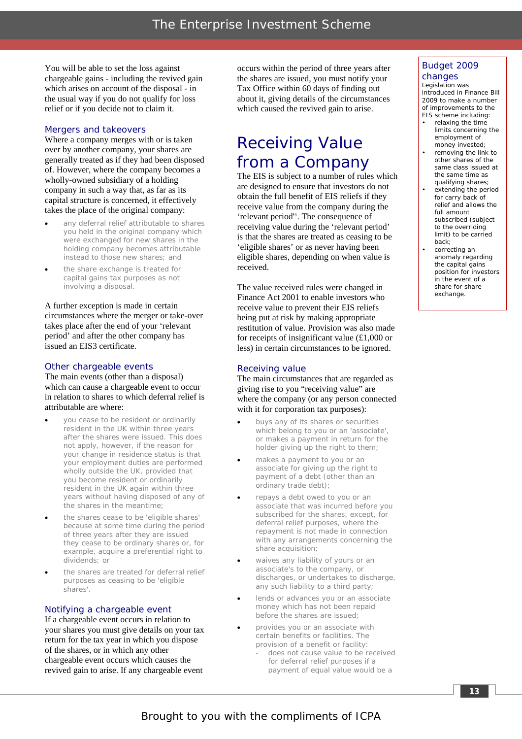You will be able to set the loss against chargeable gains - including the revived gain which arises on account of the disposal - in the usual way if you do not qualify for loss relief or if you decide not to claim it.

### Mergers and takeovers

Where a company merges with or is taken over by another company, your shares are generally treated as if they had been disposed of. However, where the company becomes a wholly-owned subsidiary of a holding company in such a way that, as far as its capital structure is concerned, it effectively takes the place of the original company:

- any deferral relief attributable to shares you held in the original company which were exchanged for new shares in the holding company becomes attributable instead to those new shares; and
- the share exchange is treated for capital gains tax purposes as not involving a disposal.

A further exception is made in certain circumstances where the merger or take-over takes place after the end of your 'relevant period' and after the other company has issued an EIS3 certificate.

### Other chargeable events

The main events (other than a disposal) which can cause a chargeable event to occur in relation to shares to which deferral relief is attributable are where:

- you cease to be resident or ordinarily resident in the UK within three years after the shares were issued. This does not apply, however, if the reason for your change in residence status is that your employment duties are performed wholly outside the UK, provided that you become resident or ordinarily resident in the UK again within three years without having disposed of any of the shares in the meantime;
- the shares cease to be 'eligible shares' because at some time during the period of three years after they are issued they cease to be ordinary shares or, for example, acquire a preferential right to dividends; or
- the shares are treated for deferral relief purposes as ceasing to be 'eligible shares'.

### Notifying a chargeable event

If a chargeable event occurs in relation to your shares you must give details on your tax return for the tax year in which you dispose of the shares, or in which any other chargeable event occurs which causes the revived gain to arise. If any chargeable event occurs within the period of three years after the shares are issued, you must notify your Tax Office within 60 days of finding out about it, giving details of the circumstances which caused the revived gain to arise.

# Receiving Value from a Company

The EIS is subject to a number of rules which are designed to ensure that investors do not obtain the full benefit of EIS reliefs if they receive value from the company during the 'relevant period'[6]. The consequence of receiving value during the 'relevant period' is that the shares are treated as ceasing to be 'eligible shares' or as never having been eligible shares, depending on when value is received.

The value received rules were changed in Finance Act 2001 to enable investors who receive value to prevent their EIS reliefs being put at risk by making appropriate restitution of value. Provision was also made for receipts of insignificant value (£1,000 or less) in certain circumstances to be ignored.

### Receiving value

The main circumstances that are regarded as giving rise to you "receiving value" are where the company (or any person connected with it for corporation tax purposes):

- buys any of its shares or securities which belong to you or an 'associate', or makes a payment in return for the holder giving up the right to them;
- makes a payment to you or an associate for giving up the right to payment of a debt (other than an ordinary trade debt);
- repays a debt owed to you or an associate that was incurred before you subscribed for the shares, except, for deferral relief purposes, where the repayment is not made in connection with any arrangements concerning the share acquisition;
- waives any liability of yours or an associate's to the company, or discharges, or undertakes to discharge, any such liability to a third party;
- lends or advances you or an associate money which has not been repaid before the shares are issued;
- provides you or an associate with certain benefits or facilities. The provision of a benefit or facility:
  - does not cause value to be received for deferral relief purposes if a payment of equal value would be a

### Budget 2009 changes

Legislation was introduced in Finance Bill 2009 to make a number of improvements to the EIS scheme including:

- relaxing the time limits concerning the employment of money invested;
- removing the link to other shares of the same class issued at the same time as qualifying shares;
- extending the period for carry back of relief and allows the full amount subscribed (subject to the overriding limit) to be carried back;
- correcting an anomaly regarding the capital gains position for investors in the event of a share for share exchange.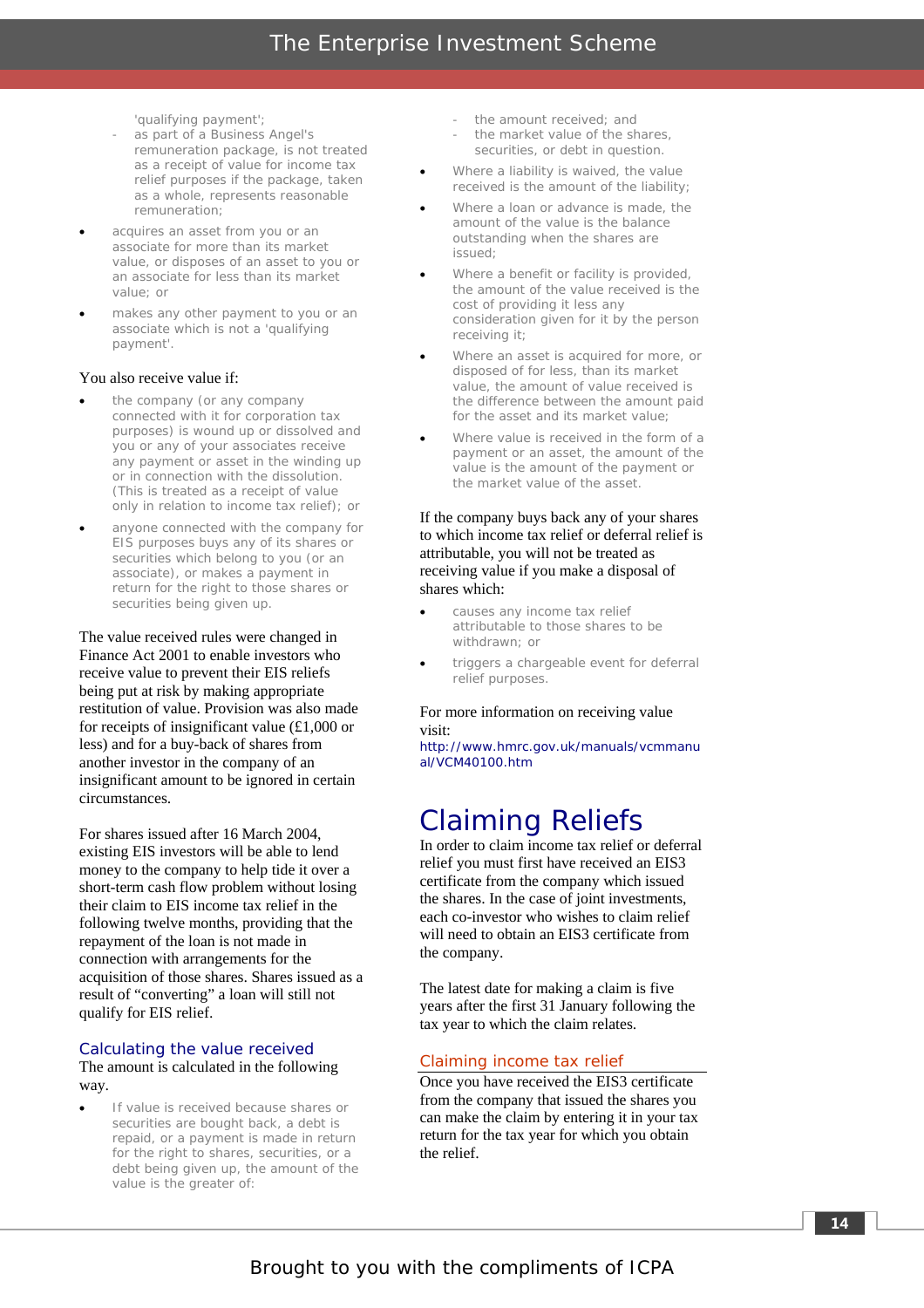'qualifying payment';

- as part of a Business Angel's remuneration package, is not treated as a receipt of value for income tax relief purposes if the package, taken as a whole, represents reasonable remuneration;

- acquires an asset from you or an associate for more than its market value, or disposes of an asset to you or an associate for less than its market value; or
- makes any other payment to you or an associate which is not a 'qualifying payment'.

You also receive value if:

- the company (or any company connected with it for corporation tax purposes) is wound up or dissolved and you or any of your associates receive any payment or asset in the winding up or in connection with the dissolution. (This is treated as a receipt of value only in relation to income tax relief); or
- anyone connected with the company for EIS purposes buys any of its shares or securities which belong to you (or an associate), or makes a payment in return for the right to those shares or securities being given up.

The value received rules were changed in Finance Act 2001 to enable investors who receive value to prevent their EIS reliefs being put at risk by making appropriate restitution of value. Provision was also made for receipts of insignificant value (£1,000 or less) and for a buy-back of shares from another investor in the company of an insignificant amount to be ignored in certain circumstances.

For shares issued after 16 March 2004, existing EIS investors will be able to lend money to the company to help tide it over a short-term cash flow problem without losing their claim to EIS income tax relief in the following twelve months, providing that the repayment of the loan is not made in connection with arrangements for the acquisition of those shares. Shares issued as a result of "converting" a loan will still not qualify for EIS relief.

### Calculating the value received

The amount is calculated in the following way.

- If value is received because shares or securities are bought back, a debt is repaid, or a payment is made in return for the right to shares, securities, or a debt being given up, the amount of the value is the greater of:
  - the amount received; and
  - the market value of the shares, securities, or debt in question.
- Where a liability is waived, the value received is the amount of the liability;
- Where a loan or advance is made, the amount of the value is the balance outstanding when the shares are issued;
- Where a benefit or facility is provided, the amount of the value received is the cost of providing it less any consideration given for it by the person receiving it;
- Where an asset is acquired for more, or disposed of for less, than its market value, the amount of value received is the difference between the amount paid for the asset and its market value;
- Where value is received in the form of a payment or an asset, the amount of the value is the amount of the payment or the market value of the asset.

If the company buys back any of your shares to which income tax relief or deferral relief is attributable, you will not be treated as receiving value if you make a disposal of shares which:

- causes any income tax relief attributable to those shares to be withdrawn; or
- triggers a chargeable event for deferral relief purposes.

For more information on receiving value visit:
http://www.hmrc.gov.uk/manuals/vcmmanual/VCM40100.htm

# Claiming Reliefs

In order to claim income tax relief or deferral relief you must first have received an EIS3 certificate from the company which issued the shares. In the case of joint investments, each co-investor who wishes to claim relief will need to obtain an EIS3 certificate from the company.

The latest date for making a claim is five years after the first 31 January following the tax year to which the claim relates.

### Claiming income tax relief

Once you have received the EIS3 certificate from the company that issued the shares you can make the claim by entering it in your tax return for the tax year for which you obtain the relief.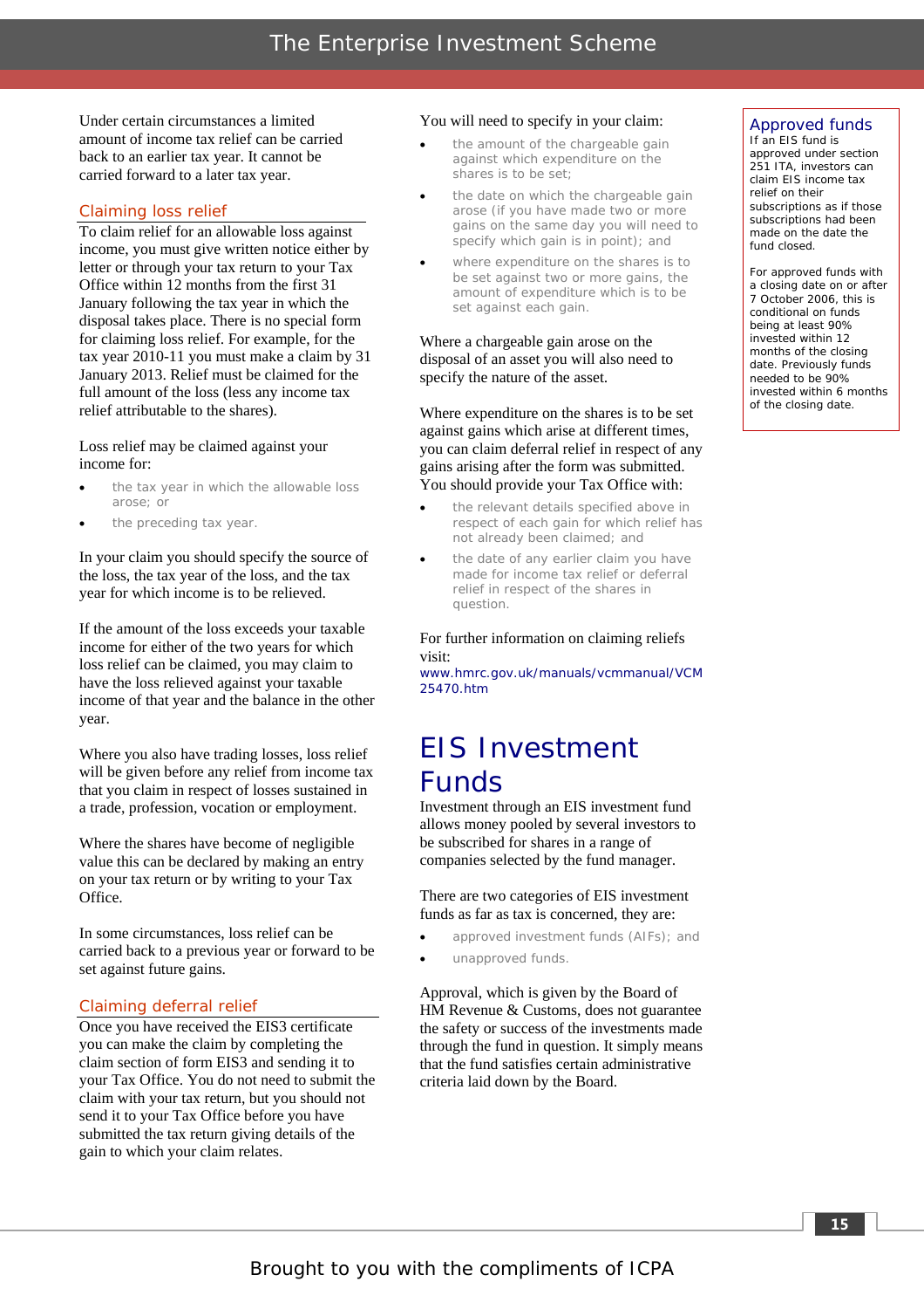Under certain circumstances a limited amount of income tax relief can be carried back to an earlier tax year. It cannot be carried forward to a later tax year.

### Claiming loss relief

To claim relief for an allowable loss against income, you must give written notice either by letter or through your tax return to your Tax Office within 12 months from the first 31 January following the tax year in which the disposal takes place. There is no special form for claiming loss relief. For example, for the tax year 2010-11 you must make a claim by 31 January 2013. Relief must be claimed for the full amount of the loss (less any income tax relief attributable to the shares).

Loss relief may be claimed against your income for:

- the tax year in which the allowable loss arose; or
- the preceding tax year.

In your claim you should specify the source of the loss, the tax year of the loss, and the tax year for which income is to be relieved.

If the amount of the loss exceeds your taxable income for either of the two years for which loss relief can be claimed, you may claim to have the loss relieved against your taxable income of that year and the balance in the other year.

Where you also have trading losses, loss relief will be given before any relief from income tax that you claim in respect of losses sustained in a trade, profession, vocation or employment.

Where the shares have become of negligible value this can be declared by making an entry on your tax return or by writing to your Tax Office.

In some circumstances, loss relief can be carried back to a previous year or forward to be set against future gains.

### Claiming deferral relief

Once you have received the EIS3 certificate you can make the claim by completing the claim section of form EIS3 and sending it to your Tax Office. You do not need to submit the claim with your tax return, but you should not send it to your Tax Office before you have submitted the tax return giving details of the gain to which your claim relates.

You will need to specify in your claim:

- the amount of the chargeable gain against which expenditure on the shares is to be set;
- the date on which the chargeable gain arose (if you have made two or more gains on the same day you will need to specify which gain is in point); and
- where expenditure on the shares is to be set against two or more gains, the amount of expenditure which is to be set against each gain.

Where a chargeable gain arose on the disposal of an asset you will also need to specify the nature of the asset.

Where expenditure on the shares is to be set against gains which arise at different times, you can claim deferral relief in respect of any gains arising after the form was submitted. You should provide your Tax Office with:

- the relevant details specified above in respect of each gain for which relief has not already been claimed; and
- the date of any earlier claim you have made for income tax relief or deferral relief in respect of the shares in question.

For further information on claiming reliefs visit:
www.hmrc.gov.uk/manuals/vcmmanual/VCM25470.htm

## EIS Investment Funds

Investment through an EIS investment fund allows money pooled by several investors to be subscribed for shares in a range of companies selected by the fund manager.

There are two categories of EIS investment funds as far as tax is concerned, they are:

- approved investment funds (AIFs); and
- unapproved funds.

Approval, which is given by the Board of HM Revenue & Customs, does not guarantee the safety or success of the investments made through the fund in question. It simply means that the fund satisfies certain administrative criteria laid down by the Board.

### Approved funds

If an EIS fund is approved under section 251 ITA, investors can claim EIS income tax relief on their subscriptions as if those subscriptions had been made on the date the fund closed.

For approved funds with a closing date on or after 7 October 2006, this is conditional on funds being at least 90% invested within 12 months of the closing date. Previously funds needed to be 90% invested within 6 months of the closing date.

Brought to you with the compliments of ICPA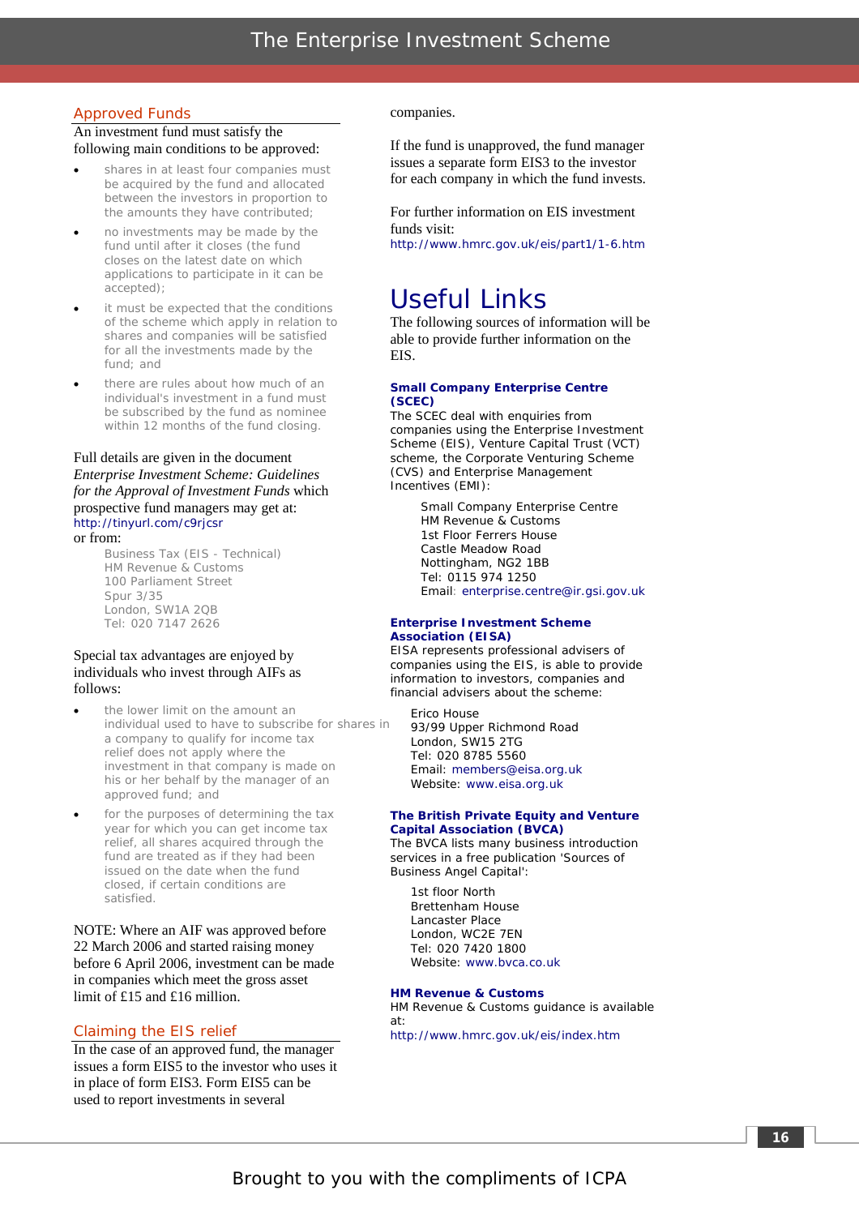## Approved Funds

An investment fund must satisfy the following main conditions to be approved:

- shares in at least four companies must be acquired by the fund and allocated between the investors in proportion to the amounts they have contributed;
- no investments may be made by the fund until after it closes (the fund closes on the latest date on which applications to participate in it can be accepted);
- it must be expected that the conditions of the scheme which apply in relation to shares and companies will be satisfied for all the investments made by the fund; and
- there are rules about how much of an individual's investment in a fund must be subscribed by the fund as nominee within 12 months of the fund closing.

Full details are given in the document *Enterprise Investment Scheme: Guidelines for the Approval of Investment Funds* which prospective fund managers may get at:
http://tinyurl.com/c9rjcsr
or from:

Business Tax (EIS - Technical)
HM Revenue & Customs
100 Parliament Street
Spur 3/35
London, SW1A 2QB
Tel: 020 7147 2626

Special tax advantages are enjoyed by individuals who invest through AIFs as follows:

- the lower limit on the amount an individual used to have to subscribe for shares in a company to qualify for income tax relief does not apply where the investment in that company is made on his or her behalf by the manager of an approved fund; and
- for the purposes of determining the tax year for which you can get income tax relief, all shares acquired through the fund are treated as if they had been issued on the date when the fund closed, if certain conditions are satisfied.

NOTE: Where an AIF was approved before 22 March 2006 and started raising money before 6 April 2006, investment can be made in companies which meet the gross asset limit of £15 and £16 million.

## Claiming the EIS relief

In the case of an approved fund, the manager issues a form EIS5 to the investor who uses it in place of form EIS3. Form EIS5 can be used to report investments in several companies.

If the fund is unapproved, the fund manager issues a separate form EIS3 to the investor for each company in which the fund invests.

For further information on EIS investment funds visit:
http://www.hmrc.gov.uk/eis/part1/1-6.htm

# Useful Links

The following sources of information will be able to provide further information on the EIS.

**Small Company Enterprise Centre (SCEC)**

The SCEC deal with enquiries from companies using the Enterprise Investment Scheme (EIS), Venture Capital Trust (VCT) scheme, the Corporate Venturing Scheme (CVS) and Enterprise Management Incentives (EMI):

Small Company Enterprise Centre
HM Revenue & Customs
1st Floor Ferrers House
Castle Meadow Road
Nottingham, NG2 1BB
Tel: 0115 974 1250
Email: enterprise.centre@ir.gsi.gov.uk

**Enterprise Investment Scheme Association (EISA)**

EISA represents professional advisers of companies using the EIS, is able to provide information to investors, companies and financial advisers about the scheme:

Erico House
93/99 Upper Richmond Road
London, SW15 2TG
Tel: 020 8785 5560
Email: members@eisa.org.uk
Website: www.eisa.org.uk

**The British Private Equity and Venture Capital Association (BVCA)**

The BVCA lists many business introduction services in a free publication 'Sources of Business Angel Capital':

1st floor North
Brettenham House
Lancaster Place
London, WC2E 7EN
Tel: 020 7420 1800
Website: www.bvca.co.uk

**HM Revenue & Customs**

HM Revenue & Customs guidance is available at:
http://www.hmrc.gov.uk/eis/index.htm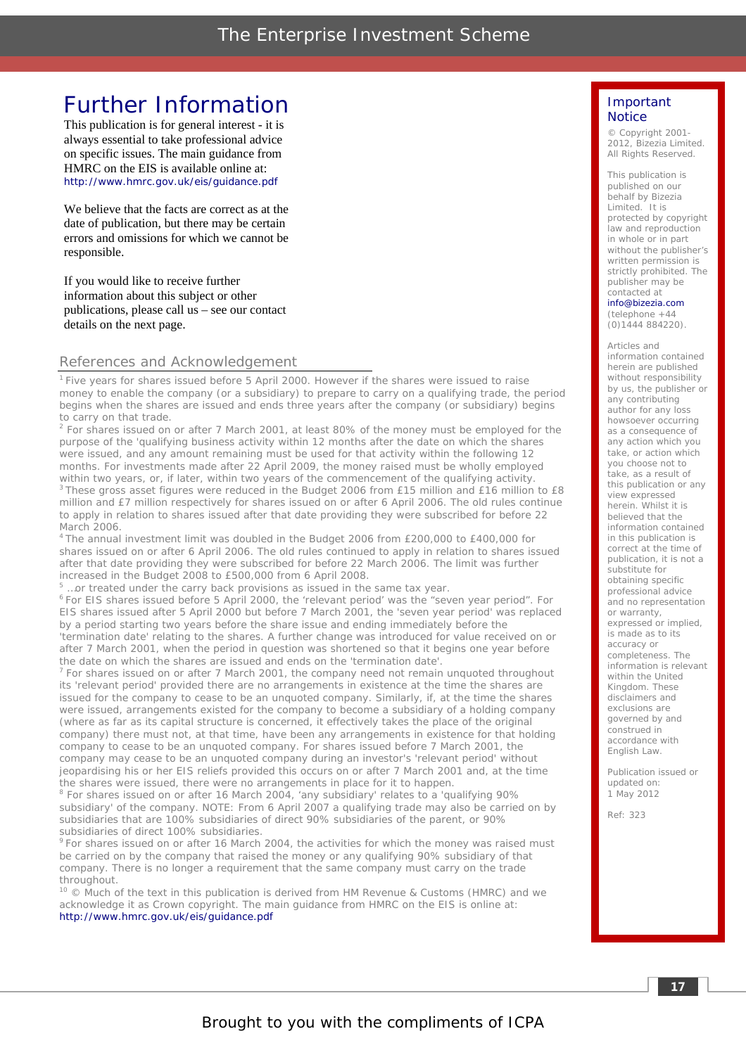# Further Information

This publication is for general interest - it is always essential to take professional advice on specific issues. The main guidance from HMRC on the EIS is available online at: http://www.hmrc.gov.uk/eis/guidance.pdf

We believe that the facts are correct as at the date of publication, but there may be certain errors and omissions for which we cannot be responsible.

If you would like to receive further information about this subject or other publications, please call us – see our contact details on the next page.

## References and Acknowledgement

[1] Five years for shares issued before 5 April 2000. However if the shares were issued to raise money to enable the company (or a subsidiary) to prepare to carry on a qualifying trade, the period begins when the shares are issued and ends three years after the company (or subsidiary) begins to carry on that trade.

[2] For shares issued on or after 7 March 2001, at least 80% of the money must be employed for the purpose of the 'qualifying business activity within 12 months after the date on which the shares were issued, and any amount remaining must be used for that activity within the following 12 months. For investments made after 22 April 2009, the money raised must be wholly employed within two years, or, if later, within two years of the commencement of the qualifying activity.

[3] These gross asset figures were reduced in the Budget 2006 from £15 million and £16 million to £8 million and £7 million respectively for shares issued on or after 6 April 2006. The old rules continue to apply in relation to shares issued after that date providing they were subscribed for before 22 March 2006.

[4] The annual investment limit was doubled in the Budget 2006 from £200,000 to £400,000 for shares issued on or after 6 April 2006. The old rules continued to apply in relation to shares issued after that date providing they were subscribed for before 22 March 2006. The limit was further increased in the Budget 2008 to £500,000 from 6 April 2008.

[5] ...or treated under the carry back provisions as issued in the same tax year.

[6] For EIS shares issued before 5 April 2000, the 'relevant period' was the "seven year period". For EIS shares issued after 5 April 2000 but before 7 March 2001, the 'seven year period' was replaced by a period starting two years before the share issue and ending immediately before the 'termination date' relating to the shares. A further change was introduced for value received on or after 7 March 2001, when the period in question was shortened so that it begins one year before the date on which the shares are issued and ends on the 'termination date'.

[7] For shares issued on or after 7 March 2001, the company need not remain unquoted throughout its 'relevant period' provided there are no arrangements in existence at the time the shares are issued for the company to cease to be an unquoted company. Similarly, if, at the time the shares were issued, arrangements existed for the company to become a subsidiary of a holding company (where as far as its capital structure is concerned, it effectively takes the place of the original company) there must not, at that time, have been any arrangements in existence for that holding company to cease to be an unquoted company. For shares issued before 7 March 2001, the company may cease to be an unquoted company during an investor's 'relevant period' without jeopardising his or her EIS reliefs provided this occurs on or after 7 March 2001 and, at the time the shares were issued, there were no arrangements in place for it to happen.

[8] For shares issued on or after 16 March 2004, 'any subsidiary' relates to a 'qualifying 90% subsidiary' of the company. NOTE: From 6 April 2007 a qualifying trade may also be carried on by subsidiaries that are 100% subsidiaries of direct 90% subsidiaries of the parent, or 90% subsidiaries of direct 100% subsidiaries.

[9] For shares issued on or after 16 March 2004, the activities for which the money was raised must be carried on by the company that raised the money or any qualifying 90% subsidiary of that company. There is no longer a requirement that the same company must carry on the trade throughout.

[10] © Much of the text in this publication is derived from HM Revenue & Customs (HMRC) and we acknowledge it as Crown copyright. The main guidance from HMRC on the EIS is online at: http://www.hmrc.gov.uk/eis/guidance.pdf

## Important Notice

© Copyright 2001-2012, Bizezia Limited. All Rights Reserved.

This publication is published on our behalf by Bizezia Limited. It is protected by copyright law and reproduction in whole or in part without the publisher's written permission is strictly prohibited. The publisher may be contacted at info@bizezia.com (telephone +44 (0)1444 884220).

Articles and information contained herein are published without responsibility by us, the publisher or any contributing author for any loss howsoever occurring as a consequence of any action which you take, or action which you choose not to take, as a result of this publication or any view expressed herein. Whilst it is believed that the information contained in this publication is correct at the time of publication, it is not a substitute for obtaining specific professional advice and no representation or warranty, expressed or implied, is made as to its accuracy or completeness. The information is relevant within the United Kingdom. These disclaimers and exclusions are governed by and construed in accordance with English Law.

Publication issued or updated on: 1 May 2012

Ref: 323

Brought to you with the compliments of ICPA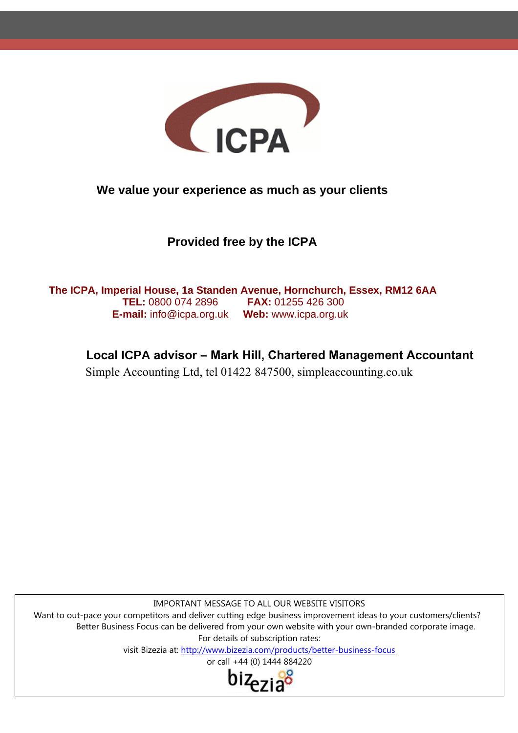ICPA

**We value your experience as much as your clients**

**Provided free by the ICPA**

**The ICPA, Imperial House, 1a Standen Avenue, Hornchurch, Essex, RM12 6AA**
**TEL:** 0800 074 2896 **FAX:** 01255 426 300
**E-mail:** info@icpa.org.uk **Web:** www.icpa.org.uk

**Local ICPA advisor – Mark Hill, Chartered Management Accountant**
Simple Accounting Ltd, tel 01422 847500, simpleaccounting.co.uk

IMPORTANT MESSAGE TO ALL OUR WEBSITE VISITORS
Want to out-pace your competitors and deliver cutting edge business improvement ideas to your customers/clients?
Better Business Focus can be delivered from your own website with your own-branded corporate image.
For details of subscription rates:
visit Bizezia at: http://www.bizezia.com/products/better-business-focus
or call +44 (0) 1444 884220
bizezia